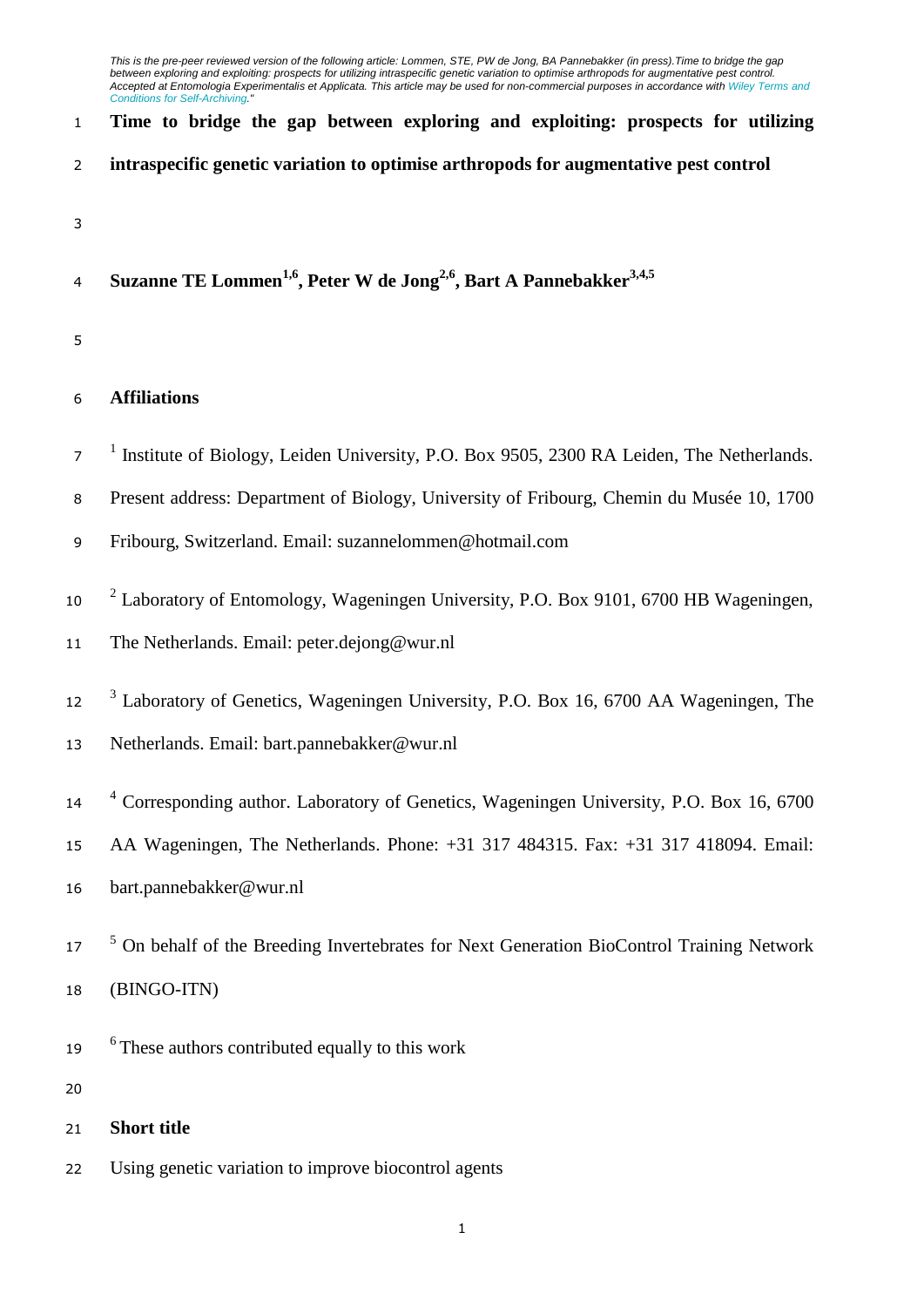*This is the pre-peer reviewed version of the following article: Lommen, STE, PW de Jong, BA Pannebakker (in press).Time to bridge the gap between exploring and exploiting: prospects for utilizing intraspecific genetic variation to optimise arthropods for augmentative pest control. Accepted at Entomologia Experimentalis et Applicata. This article may be used for non-commercial purposes in accordance with Wiley Terms and Conditions for Self-Archiving."*

# Time to bridge the gap between exploring and exploiting: prospects for utilizing intraspecific genetic variation to optimise arthropods for augmentative pest control

**Suzanne TE Lommen[1,6], Peter W de Jong[2,6], Bart A Pannebakker[3,4,5]**

## Affiliations

[1] Institute of Biology, Leiden University, P.O. Box 9505, 2300 RA Leiden, The Netherlands. Present address: Department of Biology, University of Fribourg, Chemin du Musée 10, 1700 Fribourg, Switzerland. Email: suzannelommen@hotmail.com

[2] Laboratory of Entomology, Wageningen University, P.O. Box 9101, 6700 HB Wageningen, The Netherlands. Email: peter.dejong@wur.nl

[3] Laboratory of Genetics, Wageningen University, P.O. Box 16, 6700 AA Wageningen, The Netherlands. Email: bart.pannebakker@wur.nl

[4] Corresponding author. Laboratory of Genetics, Wageningen University, P.O. Box 16, 6700 AA Wageningen, The Netherlands. Phone: +31 317 484315. Fax: +31 317 418094. Email: bart.pannebakker@wur.nl

[5] On behalf of the Breeding Invertebrates for Next Generation BioControl Training Network (BINGO-ITN)

[6] These authors contributed equally to this work

## Short title

Using genetic variation to improve biocontrol agents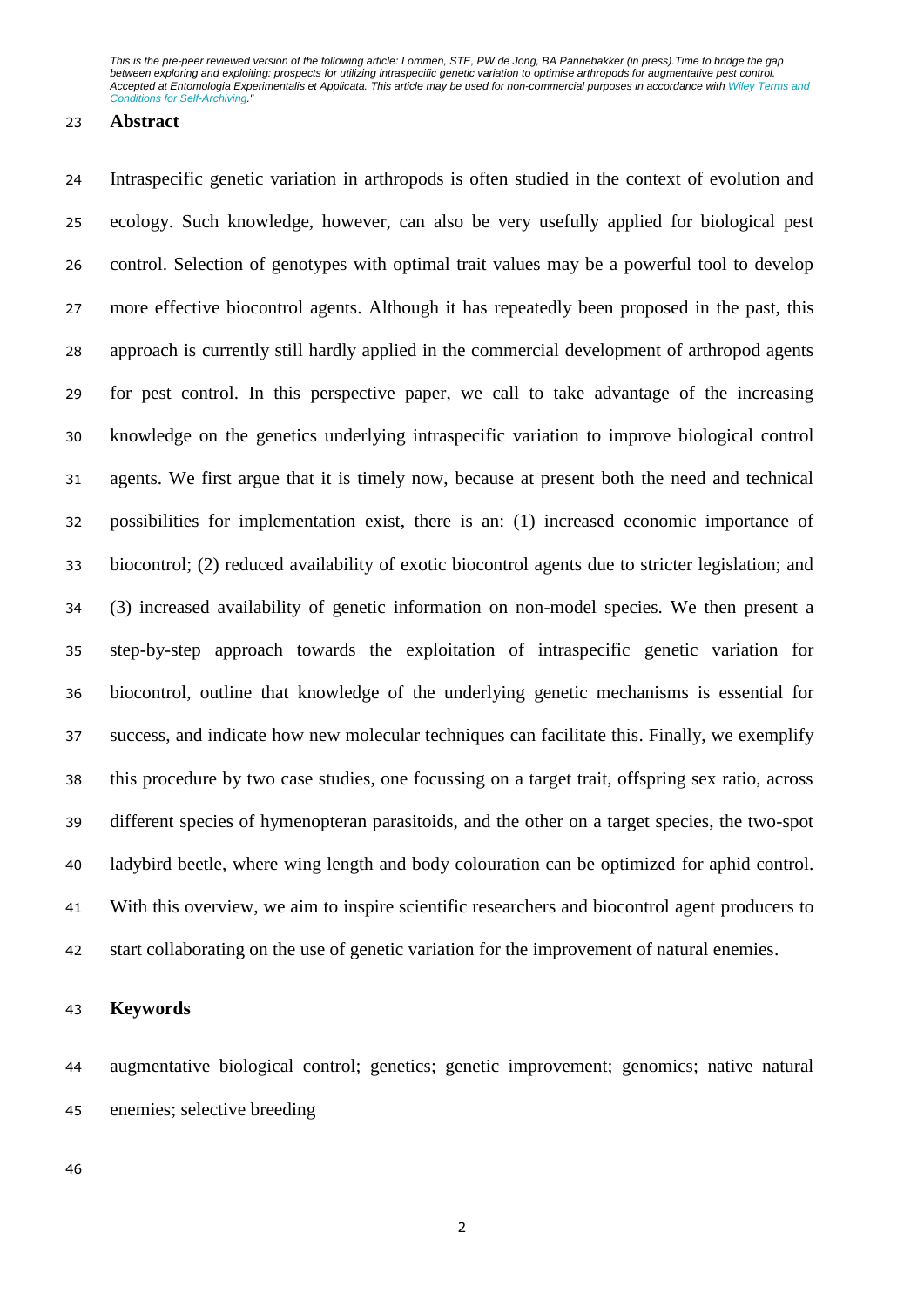## Abstract

Intraspecific genetic variation in arthropods is often studied in the context of evolution and ecology. Such knowledge, however, can also be very usefully applied for biological pest control. Selection of genotypes with optimal trait values may be a powerful tool to develop more effective biocontrol agents. Although it has repeatedly been proposed in the past, this approach is currently still hardly applied in the commercial development of arthropod agents for pest control. In this perspective paper, we call to take advantage of the increasing knowledge on the genetics underlying intraspecific variation to improve biological control agents. We first argue that it is timely now, because at present both the need and technical possibilities for implementation exist, there is an: (1) increased economic importance of biocontrol; (2) reduced availability of exotic biocontrol agents due to stricter legislation; and (3) increased availability of genetic information on non-model species. We then present a step-by-step approach towards the exploitation of intraspecific genetic variation for biocontrol, outline that knowledge of the underlying genetic mechanisms is essential for success, and indicate how new molecular techniques can facilitate this. Finally, we exemplify this procedure by two case studies, one focussing on a target trait, offspring sex ratio, across different species of hymenopteran parasitoids, and the other on a target species, the two-spot ladybird beetle, where wing length and body colouration can be optimized for aphid control. With this overview, we aim to inspire scientific researchers and biocontrol agent producers to start collaborating on the use of genetic variation for the improvement of natural enemies.

## Keywords

augmentative biological control; genetics; genetic improvement; genomics; native natural enemies; selective breeding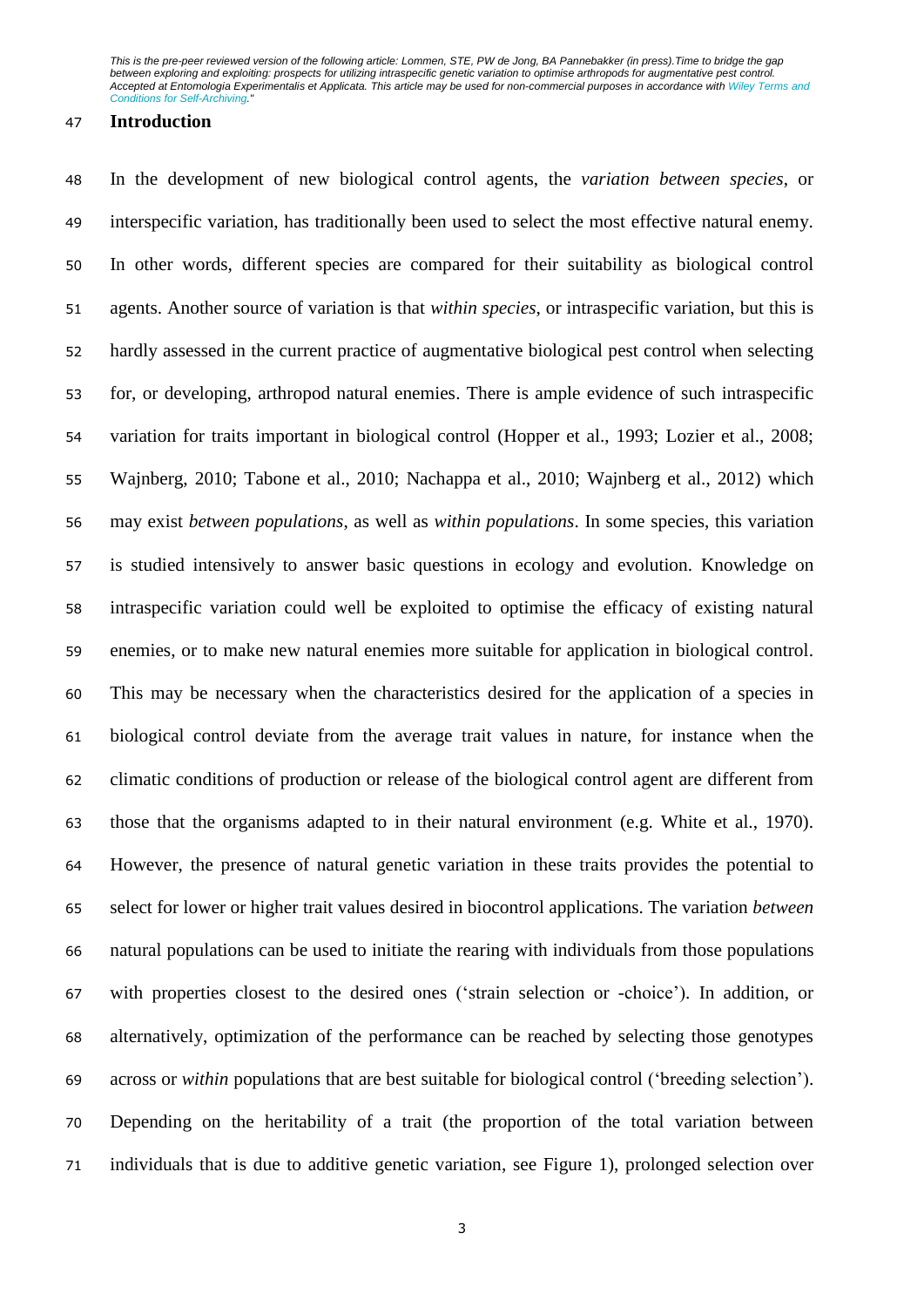## Introduction

In the development of new biological control agents, the *variation between species*, or interspecific variation, has traditionally been used to select the most effective natural enemy. In other words, different species are compared for their suitability as biological control agents. Another source of variation is that *within species*, or intraspecific variation, but this is hardly assessed in the current practice of augmentative biological pest control when selecting for, or developing, arthropod natural enemies. There is ample evidence of such intraspecific variation for traits important in biological control (Hopper et al., 1993; Lozier et al., 2008; Wajnberg, 2010; Tabone et al., 2010; Nachappa et al., 2010; Wajnberg et al., 2012) which may exist *between populations*, as well as *within populations*. In some species, this variation is studied intensively to answer basic questions in ecology and evolution. Knowledge on intraspecific variation could well be exploited to optimise the efficacy of existing natural enemies, or to make new natural enemies more suitable for application in biological control. This may be necessary when the characteristics desired for the application of a species in biological control deviate from the average trait values in nature, for instance when the climatic conditions of production or release of the biological control agent are different from those that the organisms adapted to in their natural environment (e.g. White et al., 1970). However, the presence of natural genetic variation in these traits provides the potential to select for lower or higher trait values desired in biocontrol applications. The variation *between* natural populations can be used to initiate the rearing with individuals from those populations with properties closest to the desired ones ('strain selection or -choice'). In addition, or alternatively, optimization of the performance can be reached by selecting those genotypes across or *within* populations that are best suitable for biological control ('breeding selection'). Depending on the heritability of a trait (the proportion of the total variation between individuals that is due to additive genetic variation, see Figure 1), prolonged selection over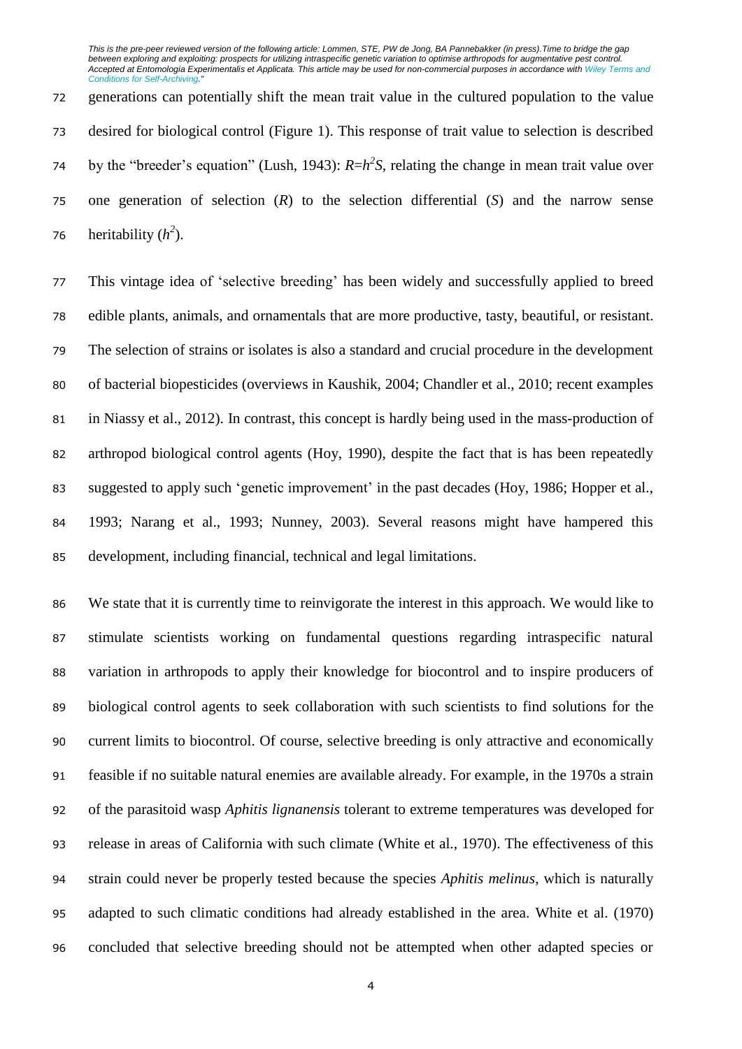generations can potentially shift the mean trait value in the cultured population to the value desired for biological control (Figure 1). This response of trait value to selection is described by the "breeder's equation" (Lush, 1943): $R=h^2S$, relating the change in mean trait value over one generation of selection ($R$) to the selection differential ($S$) and the narrow sense heritability ($h^2$).

This vintage idea of 'selective breeding' has been widely and successfully applied to breed edible plants, animals, and ornamentals that are more productive, tasty, beautiful, or resistant. The selection of strains or isolates is also a standard and crucial procedure in the development of bacterial biopesticides (overviews in Kaushik, 2004; Chandler et al., 2010; recent examples in Niassy et al., 2012). In contrast, this concept is hardly being used in the mass-production of arthropod biological control agents (Hoy, 1990), despite the fact that is has been repeatedly suggested to apply such 'genetic improvement' in the past decades (Hoy, 1986; Hopper et al., 1993; Narang et al., 1993; Nunney, 2003). Several reasons might have hampered this development, including financial, technical and legal limitations.

We state that it is currently time to reinvigorate the interest in this approach. We would like to stimulate scientists working on fundamental questions regarding intraspecific natural variation in arthropods to apply their knowledge for biocontrol and to inspire producers of biological control agents to seek collaboration with such scientists to find solutions for the current limits to biocontrol. Of course, selective breeding is only attractive and economically feasible if no suitable natural enemies are available already. For example, in the 1970s a strain of the parasitoid wasp *Aphitis lignanensis* tolerant to extreme temperatures was developed for release in areas of California with such climate (White et al., 1970). The effectiveness of this strain could never be properly tested because the species *Aphitis melinus*, which is naturally adapted to such climatic conditions had already established in the area. White et al. (1970) concluded that selective breeding should not be attempted when other adapted species or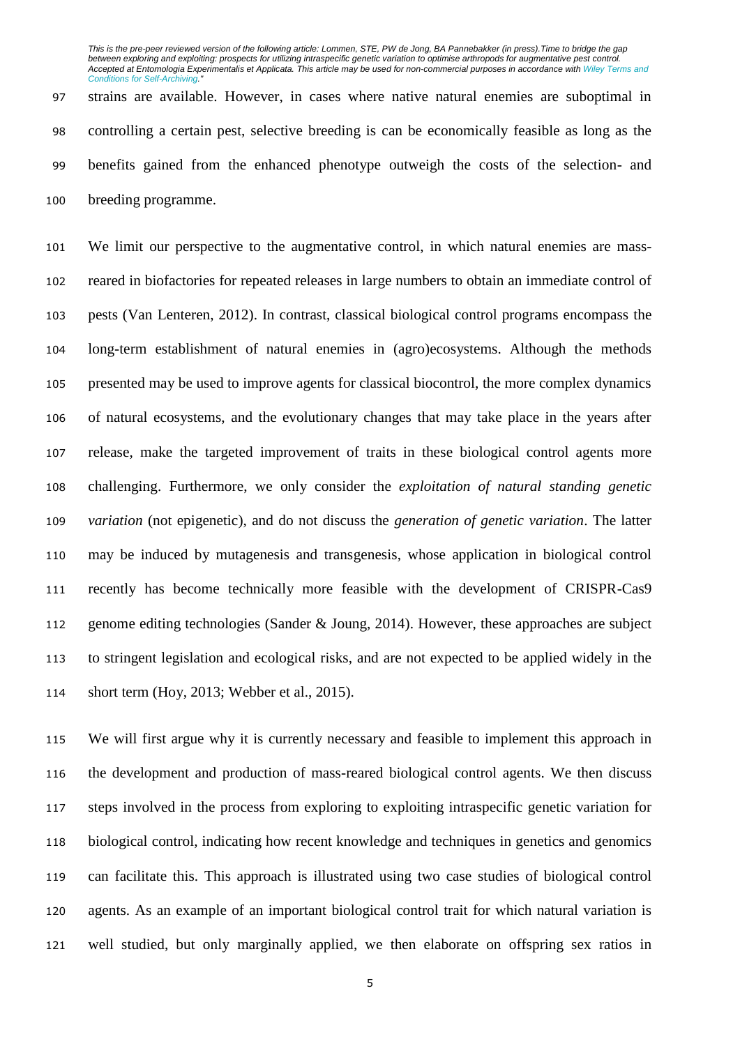strains are available. However, in cases where native natural enemies are suboptimal in controlling a certain pest, selective breeding is can be economically feasible as long as the benefits gained from the enhanced phenotype outweigh the costs of the selection- and breeding programme.

We limit our perspective to the augmentative control, in which natural enemies are mass-reared in biofactories for repeated releases in large numbers to obtain an immediate control of pests (Van Lenteren, 2012). In contrast, classical biological control programs encompass the long-term establishment of natural enemies in (agro)ecosystems. Although the methods presented may be used to improve agents for classical biocontrol, the more complex dynamics of natural ecosystems, and the evolutionary changes that may take place in the years after release, make the targeted improvement of traits in these biological control agents more challenging. Furthermore, we only consider the *exploitation of natural standing genetic variation* (not epigenetic), and do not discuss the *generation of genetic variation*. The latter may be induced by mutagenesis and transgenesis, whose application in biological control recently has become technically more feasible with the development of CRISPR-Cas9 genome editing technologies (Sander & Joung, 2014). However, these approaches are subject to stringent legislation and ecological risks, and are not expected to be applied widely in the short term (Hoy, 2013; Webber et al., 2015).

We will first argue why it is currently necessary and feasible to implement this approach in the development and production of mass-reared biological control agents. We then discuss steps involved in the process from exploring to exploiting intraspecific genetic variation for biological control, indicating how recent knowledge and techniques in genetics and genomics can facilitate this. This approach is illustrated using two case studies of biological control agents. As an example of an important biological control trait for which natural variation is well studied, but only marginally applied, we then elaborate on offspring sex ratios in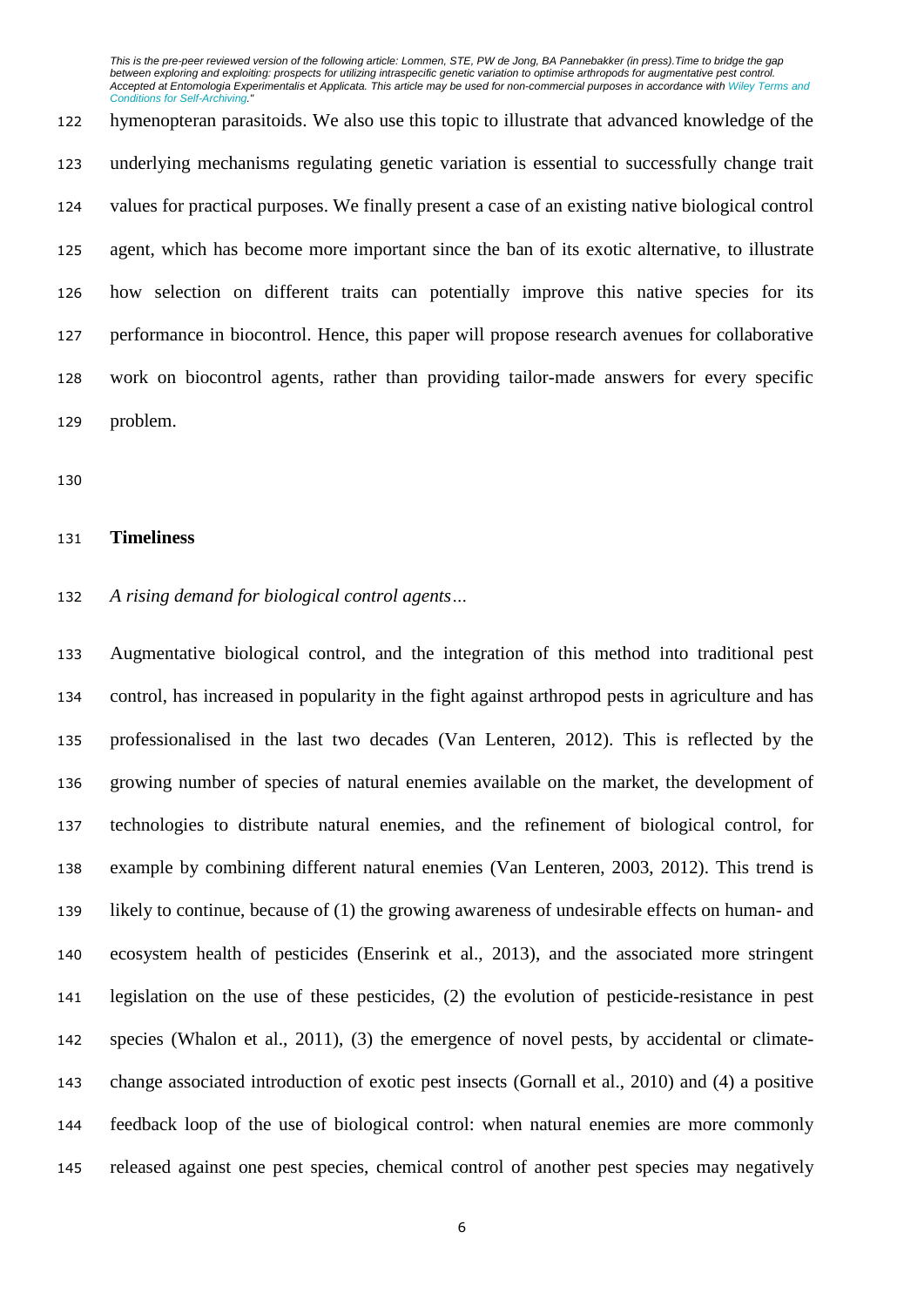hymenopteran parasitoids. We also use this topic to illustrate that advanced knowledge of the underlying mechanisms regulating genetic variation is essential to successfully change trait values for practical purposes. We finally present a case of an existing native biological control agent, which has become more important since the ban of its exotic alternative, to illustrate how selection on different traits can potentially improve this native species for its performance in biocontrol. Hence, this paper will propose research avenues for collaborative work on biocontrol agents, rather than providing tailor-made answers for every specific problem.

## Timeliness

*A rising demand for biological control agents…*

Augmentative biological control, and the integration of this method into traditional pest control, has increased in popularity in the fight against arthropod pests in agriculture and has professionalised in the last two decades (Van Lenteren, 2012). This is reflected by the growing number of species of natural enemies available on the market, the development of technologies to distribute natural enemies, and the refinement of biological control, for example by combining different natural enemies (Van Lenteren, 2003, 2012). This trend is likely to continue, because of (1) the growing awareness of undesirable effects on human- and ecosystem health of pesticides (Enserink et al., 2013), and the associated more stringent legislation on the use of these pesticides, (2) the evolution of pesticide-resistance in pest species (Whalon et al., 2011), (3) the emergence of novel pests, by accidental or climate-change associated introduction of exotic pest insects (Gornall et al., 2010) and (4) a positive feedback loop of the use of biological control: when natural enemies are more commonly released against one pest species, chemical control of another pest species may negatively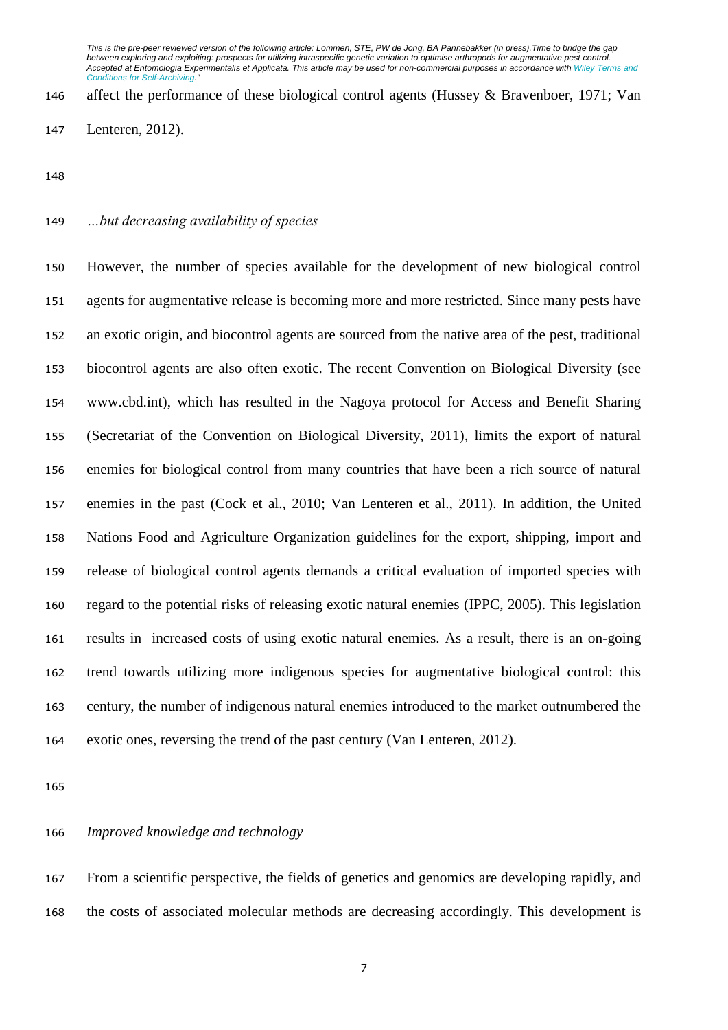affect the performance of these biological control agents (Hussey & Bravenboer, 1971; Van Lenteren, 2012).

### *…but decreasing availability of species*

However, the number of species available for the development of new biological control agents for augmentative release is becoming more and more restricted. Since many pests have an exotic origin, and biocontrol agents are sourced from the native area of the pest, traditional biocontrol agents are also often exotic. The recent Convention on Biological Diversity (see www.cbd.int), which has resulted in the Nagoya protocol for Access and Benefit Sharing (Secretariat of the Convention on Biological Diversity, 2011), limits the export of natural enemies for biological control from many countries that have been a rich source of natural enemies in the past (Cock et al., 2010; Van Lenteren et al., 2011). In addition, the United Nations Food and Agriculture Organization guidelines for the export, shipping, import and release of biological control agents demands a critical evaluation of imported species with regard to the potential risks of releasing exotic natural enemies (IPPC, 2005). This legislation results in increased costs of using exotic natural enemies. As a result, there is an on-going trend towards utilizing more indigenous species for augmentative biological control: this century, the number of indigenous natural enemies introduced to the market outnumbered the exotic ones, reversing the trend of the past century (Van Lenteren, 2012).

### *Improved knowledge and technology*

From a scientific perspective, the fields of genetics and genomics are developing rapidly, and the costs of associated molecular methods are decreasing accordingly. This development is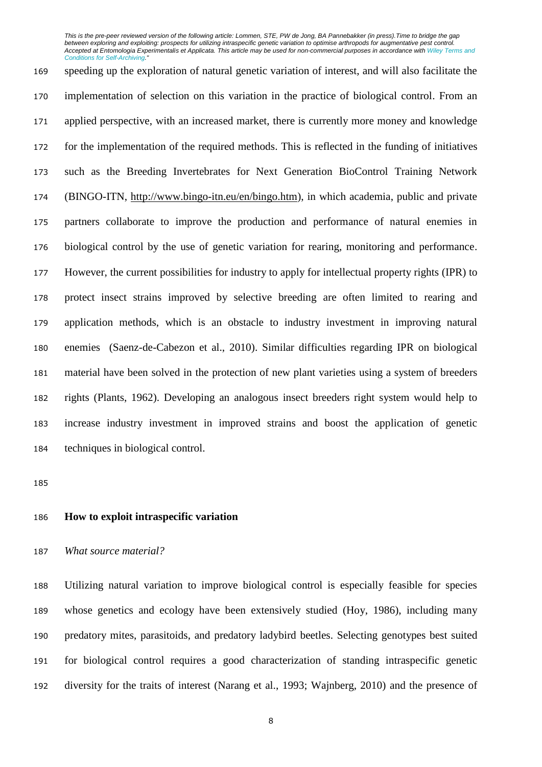speeding up the exploration of natural genetic variation of interest, and will also facilitate the implementation of selection on this variation in the practice of biological control. From an applied perspective, with an increased market, there is currently more money and knowledge for the implementation of the required methods. This is reflected in the funding of initiatives such as the Breeding Invertebrates for Next Generation BioControl Training Network (BINGO-ITN, http://www.bingo-itn.eu/en/bingo.htm), in which academia, public and private partners collaborate to improve the production and performance of natural enemies in biological control by the use of genetic variation for rearing, monitoring and performance. However, the current possibilities for industry to apply for intellectual property rights (IPR) to protect insect strains improved by selective breeding are often limited to rearing and application methods, which is an obstacle to industry investment in improving natural enemies (Saenz-de-Cabezon et al., 2010). Similar difficulties regarding IPR on biological material have been solved in the protection of new plant varieties using a system of breeders rights (Plants, 1962). Developing an analogous insect breeders right system would help to increase industry investment in improved strains and boost the application of genetic techniques in biological control.

## How to exploit intraspecific variation

### *What source material?*

Utilizing natural variation to improve biological control is especially feasible for species whose genetics and ecology have been extensively studied (Hoy, 1986), including many predatory mites, parasitoids, and predatory ladybird beetles. Selecting genotypes best suited for biological control requires a good characterization of standing intraspecific genetic diversity for the traits of interest (Narang et al., 1993; Wajnberg, 2010) and the presence of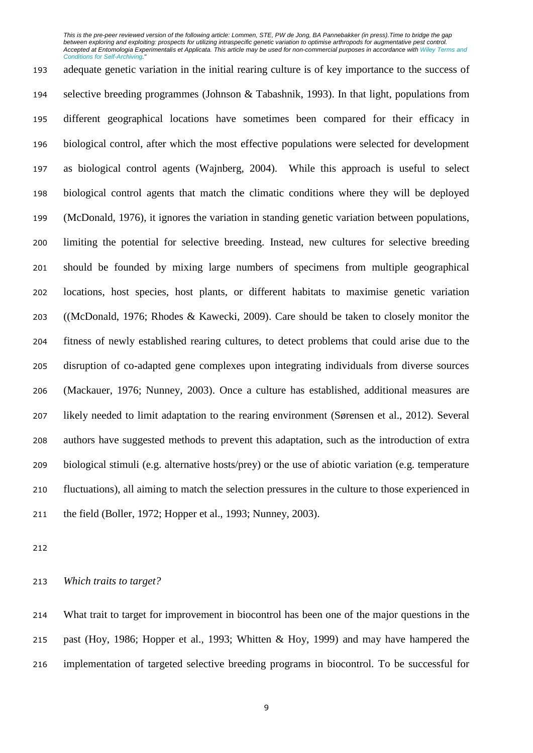adequate genetic variation in the initial rearing culture is of key importance to the success of selective breeding programmes (Johnson & Tabashnik, 1993). In that light, populations from different geographical locations have sometimes been compared for their efficacy in biological control, after which the most effective populations were selected for development as biological control agents (Wajnberg, 2004). While this approach is useful to select biological control agents that match the climatic conditions where they will be deployed (McDonald, 1976), it ignores the variation in standing genetic variation between populations, limiting the potential for selective breeding. Instead, new cultures for selective breeding should be founded by mixing large numbers of specimens from multiple geographical locations, host species, host plants, or different habitats to maximise genetic variation ((McDonald, 1976; Rhodes & Kawecki, 2009). Care should be taken to closely monitor the fitness of newly established rearing cultures, to detect problems that could arise due to the disruption of co-adapted gene complexes upon integrating individuals from diverse sources (Mackauer, 1976; Nunney, 2003). Once a culture has established, additional measures are likely needed to limit adaptation to the rearing environment (Sørensen et al., 2012). Several authors have suggested methods to prevent this adaptation, such as the introduction of extra biological stimuli (e.g. alternative hosts/prey) or the use of abiotic variation (e.g. temperature fluctuations), all aiming to match the selection pressures in the culture to those experienced in the field (Boller, 1972; Hopper et al., 1993; Nunney, 2003).

### *Which traits to target?*

What trait to target for improvement in biocontrol has been one of the major questions in the past (Hoy, 1986; Hopper et al., 1993; Whitten & Hoy, 1999) and may have hampered the implementation of targeted selective breeding programs in biocontrol. To be successful for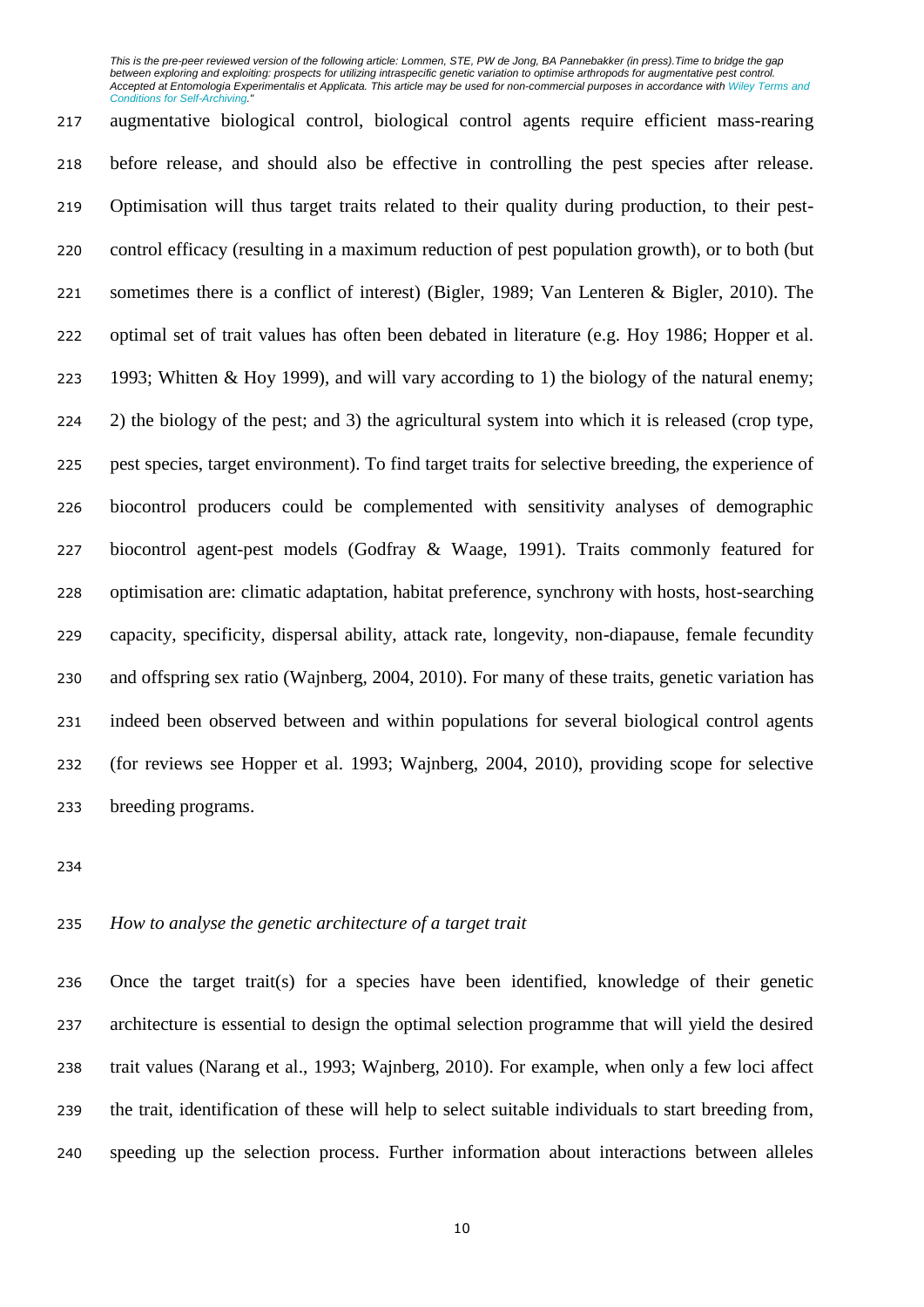augmentative biological control, biological control agents require efficient mass-rearing before release, and should also be effective in controlling the pest species after release. Optimisation will thus target traits related to their quality during production, to their pest-control efficacy (resulting in a maximum reduction of pest population growth), or to both (but sometimes there is a conflict of interest) (Bigler, 1989; Van Lenteren & Bigler, 2010). The optimal set of trait values has often been debated in literature (e.g. Hoy 1986; Hopper et al. 1993; Whitten & Hoy 1999), and will vary according to 1) the biology of the natural enemy; 2) the biology of the pest; and 3) the agricultural system into which it is released (crop type, pest species, target environment). To find target traits for selective breeding, the experience of biocontrol producers could be complemented with sensitivity analyses of demographic biocontrol agent-pest models (Godfray & Waage, 1991). Traits commonly featured for optimisation are: climatic adaptation, habitat preference, synchrony with hosts, host-searching capacity, specificity, dispersal ability, attack rate, longevity, non-diapause, female fecundity and offspring sex ratio (Wajnberg, 2004, 2010). For many of these traits, genetic variation has indeed been observed between and within populations for several biological control agents (for reviews see Hopper et al. 1993; Wajnberg, 2004, 2010), providing scope for selective breeding programs.

*How to analyse the genetic architecture of a target trait*

Once the target trait(s) for a species have been identified, knowledge of their genetic architecture is essential to design the optimal selection programme that will yield the desired trait values (Narang et al., 1993; Wajnberg, 2010). For example, when only a few loci affect the trait, identification of these will help to select suitable individuals to start breeding from, speeding up the selection process. Further information about interactions between alleles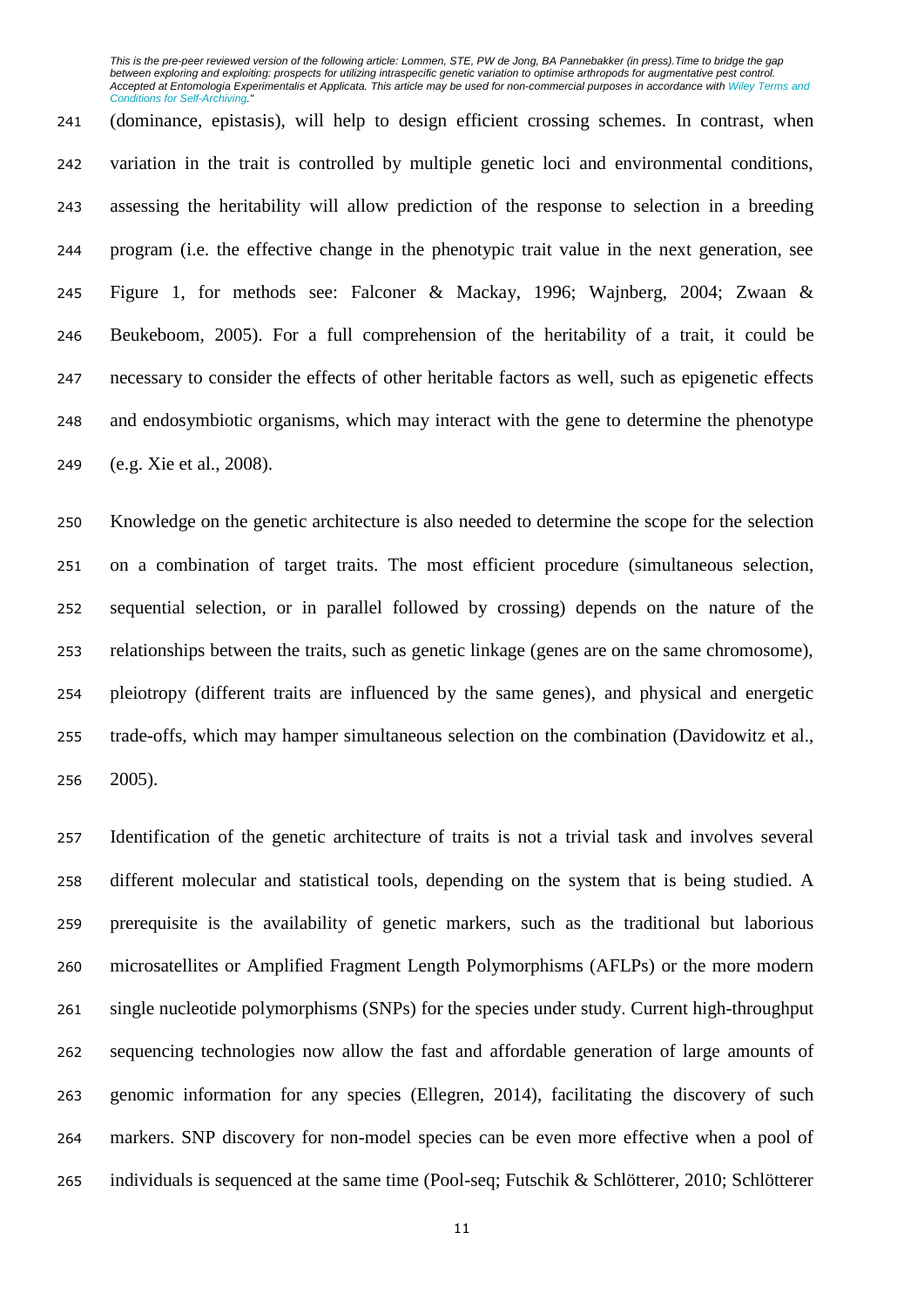(dominance, epistasis), will help to design efficient crossing schemes. In contrast, when variation in the trait is controlled by multiple genetic loci and environmental conditions, assessing the heritability will allow prediction of the response to selection in a breeding program (i.e. the effective change in the phenotypic trait value in the next generation, see Figure 1, for methods see: Falconer & Mackay, 1996; Wajnberg, 2004; Zwaan & Beukeboom, 2005). For a full comprehension of the heritability of a trait, it could be necessary to consider the effects of other heritable factors as well, such as epigenetic effects and endosymbiotic organisms, which may interact with the gene to determine the phenotype (e.g. Xie et al., 2008).

Knowledge on the genetic architecture is also needed to determine the scope for the selection on a combination of target traits. The most efficient procedure (simultaneous selection, sequential selection, or in parallel followed by crossing) depends on the nature of the relationships between the traits, such as genetic linkage (genes are on the same chromosome), pleiotropy (different traits are influenced by the same genes), and physical and energetic trade-offs, which may hamper simultaneous selection on the combination (Davidowitz et al., 2005).

Identification of the genetic architecture of traits is not a trivial task and involves several different molecular and statistical tools, depending on the system that is being studied. A prerequisite is the availability of genetic markers, such as the traditional but laborious microsatellites or Amplified Fragment Length Polymorphisms (AFLPs) or the more modern single nucleotide polymorphisms (SNPs) for the species under study. Current high-throughput sequencing technologies now allow the fast and affordable generation of large amounts of genomic information for any species (Ellegren, 2014), facilitating the discovery of such markers. SNP discovery for non-model species can be even more effective when a pool of individuals is sequenced at the same time (Pool-seq; Futschik & Schlötterer, 2010; Schlötterer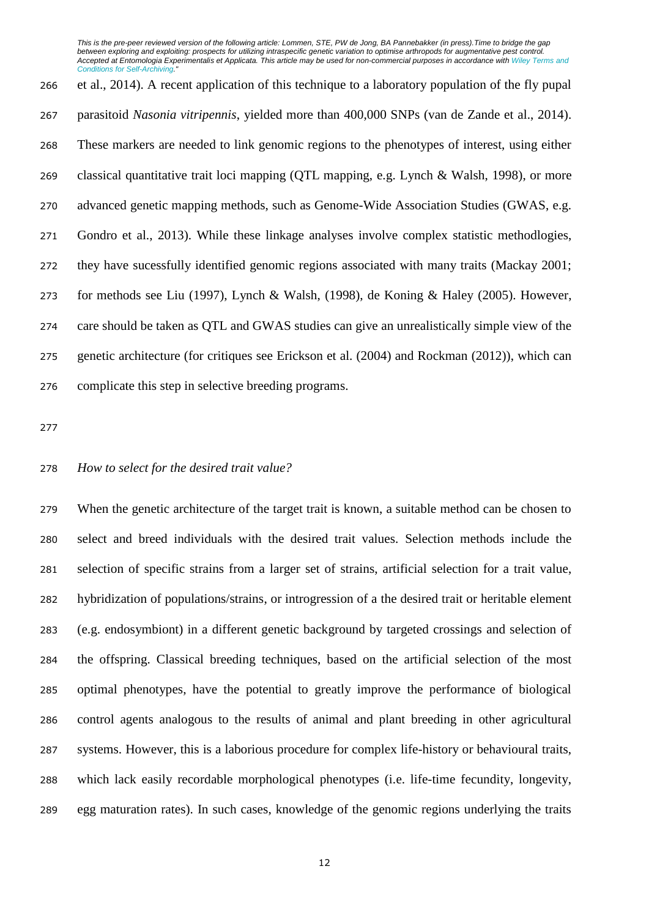et al., 2014). A recent application of this technique to a laboratory population of the fly pupal parasitoid *Nasonia vitripennis*, yielded more than 400,000 SNPs (van de Zande et al., 2014). These markers are needed to link genomic regions to the phenotypes of interest, using either classical quantitative trait loci mapping (QTL mapping, e.g. Lynch & Walsh, 1998), or more advanced genetic mapping methods, such as Genome-Wide Association Studies (GWAS, e.g. Gondro et al., 2013). While these linkage analyses involve complex statistic methodlogies, they have sucessfully identified genomic regions associated with many traits (Mackay 2001; for methods see Liu (1997), Lynch & Walsh, (1998), de Koning & Haley (2005). However, care should be taken as QTL and GWAS studies can give an unrealistically simple view of the genetic architecture (for critiques see Erickson et al. (2004) and Rockman (2012)), which can complicate this step in selective breeding programs.

*How to select for the desired trait value?*

When the genetic architecture of the target trait is known, a suitable method can be chosen to select and breed individuals with the desired trait values. Selection methods include the selection of specific strains from a larger set of strains, artificial selection for a trait value, hybridization of populations/strains, or introgression of a the desired trait or heritable element (e.g. endosymbiont) in a different genetic background by targeted crossings and selection of the offspring. Classical breeding techniques, based on the artificial selection of the most optimal phenotypes, have the potential to greatly improve the performance of biological control agents analogous to the results of animal and plant breeding in other agricultural systems. However, this is a laborious procedure for complex life-history or behavioural traits, which lack easily recordable morphological phenotypes (i.e. life-time fecundity, longevity, egg maturation rates). In such cases, knowledge of the genomic regions underlying the traits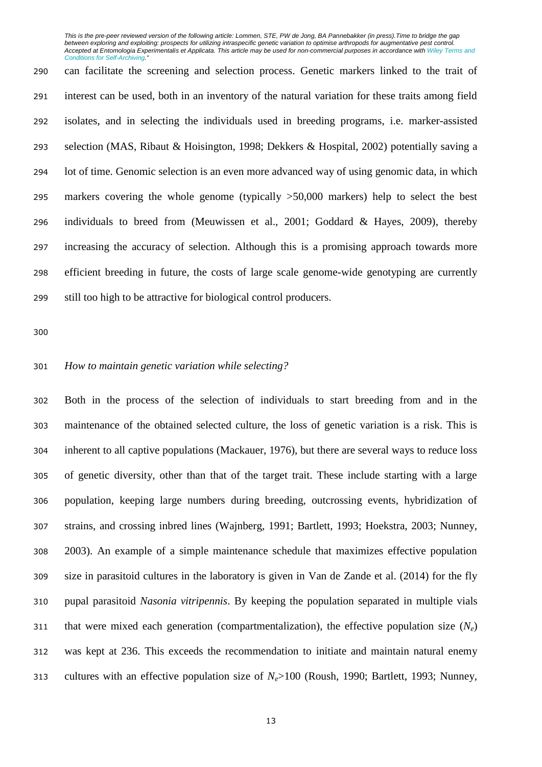can facilitate the screening and selection process. Genetic markers linked to the trait of interest can be used, both in an inventory of the natural variation for these traits among field isolates, and in selecting the individuals used in breeding programs, i.e. marker-assisted selection (MAS, Ribaut & Hoisington, 1998; Dekkers & Hospital, 2002) potentially saving a lot of time. Genomic selection is an even more advanced way of using genomic data, in which markers covering the whole genome (typically >50,000 markers) help to select the best individuals to breed from (Meuwissen et al., 2001; Goddard & Hayes, 2009), thereby increasing the accuracy of selection. Although this is a promising approach towards more efficient breeding in future, the costs of large scale genome-wide genotyping are currently still too high to be attractive for biological control producers.

*How to maintain genetic variation while selecting?*

Both in the process of the selection of individuals to start breeding from and in the maintenance of the obtained selected culture, the loss of genetic variation is a risk. This is inherent to all captive populations (Mackauer, 1976), but there are several ways to reduce loss of genetic diversity, other than that of the target trait. These include starting with a large population, keeping large numbers during breeding, outcrossing events, hybridization of strains, and crossing inbred lines (Wajnberg, 1991; Bartlett, 1993; Hoekstra, 2003; Nunney, 2003). An example of a simple maintenance schedule that maximizes effective population size in parasitoid cultures in the laboratory is given in Van de Zande et al. (2014) for the fly pupal parasitoid *Nasonia vitripennis*. By keeping the population separated in multiple vials that were mixed each generation (compartmentalization), the effective population size ($N_e$) was kept at 236. This exceeds the recommendation to initiate and maintain natural enemy cultures with an effective population size of $N_e$>100 (Roush, 1990; Bartlett, 1993; Nunney,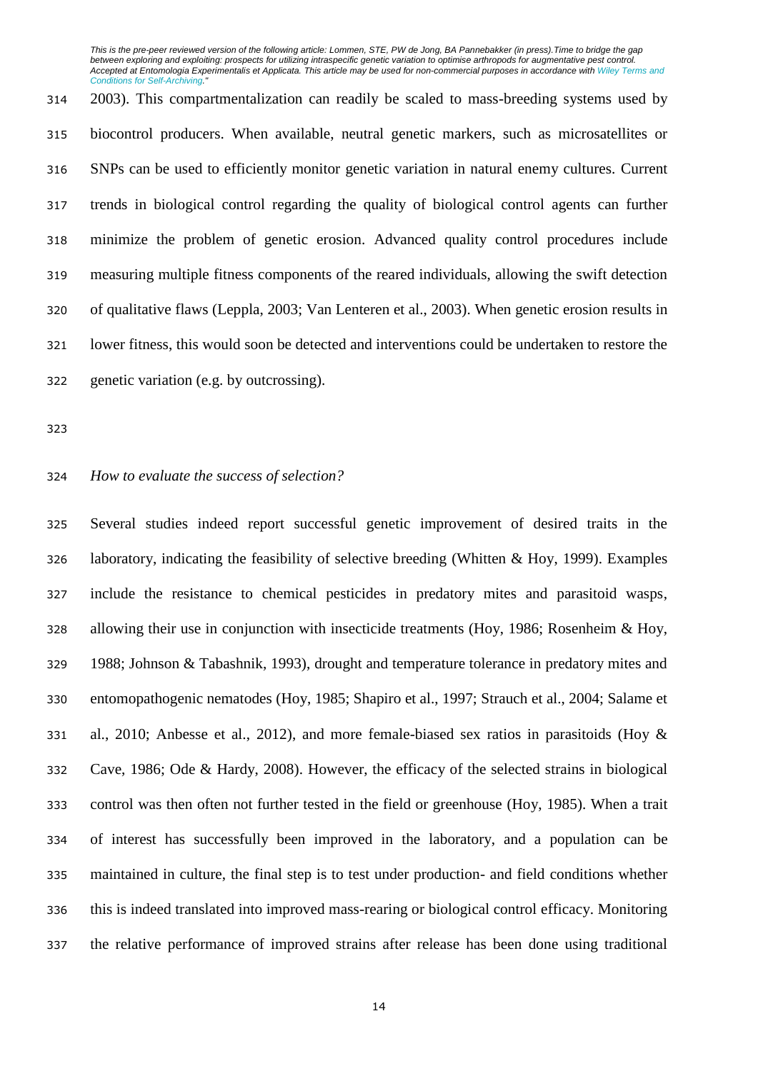2003). This compartmentalization can readily be scaled to mass-breeding systems used by biocontrol producers. When available, neutral genetic markers, such as microsatellites or SNPs can be used to efficiently monitor genetic variation in natural enemy cultures. Current trends in biological control regarding the quality of biological control agents can further minimize the problem of genetic erosion. Advanced quality control procedures include measuring multiple fitness components of the reared individuals, allowing the swift detection of qualitative flaws (Leppla, 2003; Van Lenteren et al., 2003). When genetic erosion results in lower fitness, this would soon be detected and interventions could be undertaken to restore the genetic variation (e.g. by outcrossing).

*How to evaluate the success of selection?*

Several studies indeed report successful genetic improvement of desired traits in the laboratory, indicating the feasibility of selective breeding (Whitten & Hoy, 1999). Examples include the resistance to chemical pesticides in predatory mites and parasitoid wasps, allowing their use in conjunction with insecticide treatments (Hoy, 1986; Rosenheim & Hoy, 1988; Johnson & Tabashnik, 1993), drought and temperature tolerance in predatory mites and entomopathogenic nematodes (Hoy, 1985; Shapiro et al., 1997; Strauch et al., 2004; Salame et al., 2010; Anbesse et al., 2012), and more female-biased sex ratios in parasitoids (Hoy & Cave, 1986; Ode & Hardy, 2008). However, the efficacy of the selected strains in biological control was then often not further tested in the field or greenhouse (Hoy, 1985). When a trait of interest has successfully been improved in the laboratory, and a population can be maintained in culture, the final step is to test under production- and field conditions whether this is indeed translated into improved mass-rearing or biological control efficacy. Monitoring the relative performance of improved strains after release has been done using traditional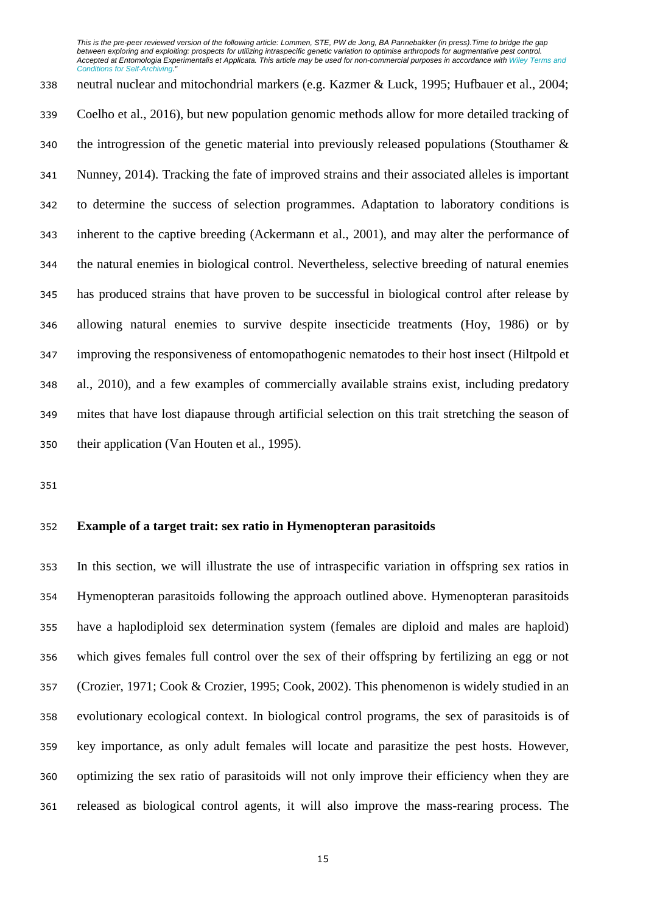neutral nuclear and mitochondrial markers (e.g. Kazmer & Luck, 1995; Hufbauer et al., 2004; Coelho et al., 2016), but new population genomic methods allow for more detailed tracking of the introgression of the genetic material into previously released populations (Stouthamer & Nunney, 2014). Tracking the fate of improved strains and their associated alleles is important to determine the success of selection programmes. Adaptation to laboratory conditions is inherent to the captive breeding (Ackermann et al., 2001), and may alter the performance of the natural enemies in biological control. Nevertheless, selective breeding of natural enemies has produced strains that have proven to be successful in biological control after release by allowing natural enemies to survive despite insecticide treatments (Hoy, 1986) or by improving the responsiveness of entomopathogenic nematodes to their host insect (Hiltpold et al., 2010), and a few examples of commercially available strains exist, including predatory mites that have lost diapause through artificial selection on this trait stretching the season of their application (Van Houten et al., 1995).

## Example of a target trait: sex ratio in Hymenopteran parasitoids

In this section, we will illustrate the use of intraspecific variation in offspring sex ratios in Hymenopteran parasitoids following the approach outlined above. Hymenopteran parasitoids have a haplodiploid sex determination system (females are diploid and males are haploid) which gives females full control over the sex of their offspring by fertilizing an egg or not (Crozier, 1971; Cook & Crozier, 1995; Cook, 2002). This phenomenon is widely studied in an evolutionary ecological context. In biological control programs, the sex of parasitoids is of key importance, as only adult females will locate and parasitize the pest hosts. However, optimizing the sex ratio of parasitoids will not only improve their efficiency when they are released as biological control agents, it will also improve the mass-rearing process. The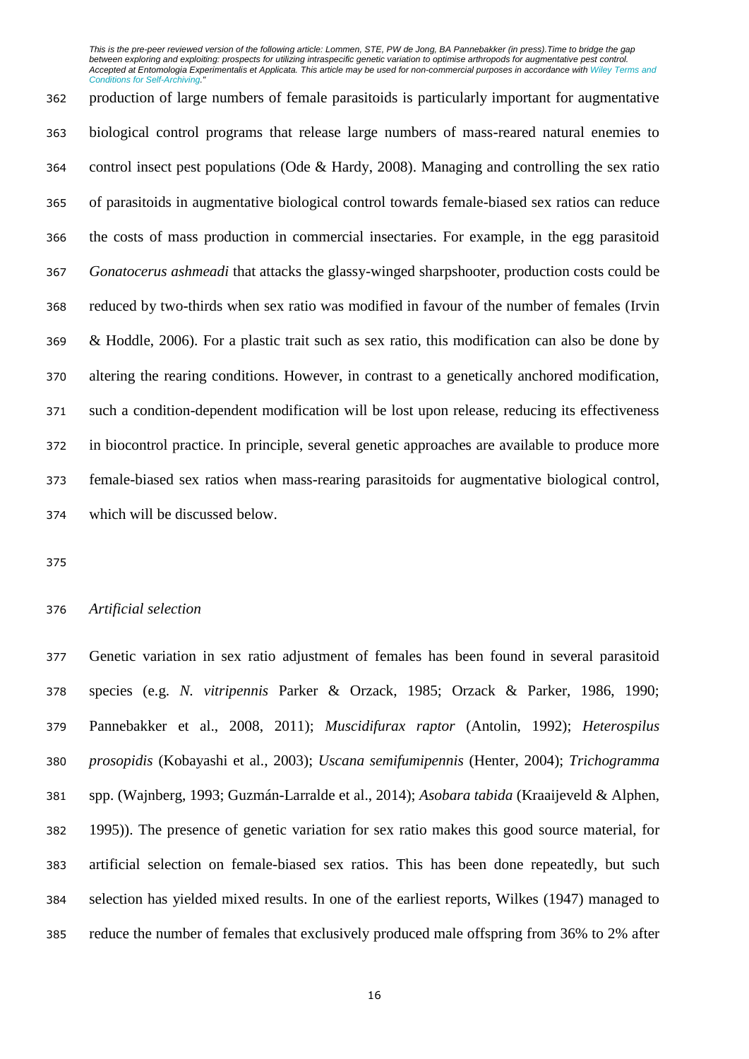production of large numbers of female parasitoids is particularly important for augmentative biological control programs that release large numbers of mass-reared natural enemies to control insect pest populations (Ode & Hardy, 2008). Managing and controlling the sex ratio of parasitoids in augmentative biological control towards female-biased sex ratios can reduce the costs of mass production in commercial insectaries. For example, in the egg parasitoid *Gonatocerus ashmeadi* that attacks the glassy-winged sharpshooter, production costs could be reduced by two-thirds when sex ratio was modified in favour of the number of females (Irvin & Hoddle, 2006). For a plastic trait such as sex ratio, this modification can also be done by altering the rearing conditions. However, in contrast to a genetically anchored modification, such a condition-dependent modification will be lost upon release, reducing its effectiveness in biocontrol practice. In principle, several genetic approaches are available to produce more female-biased sex ratios when mass-rearing parasitoids for augmentative biological control, which will be discussed below.

*Artificial selection*

Genetic variation in sex ratio adjustment of females has been found in several parasitoid species (e.g. *N. vitripennis* Parker & Orzack, 1985; Orzack & Parker, 1986, 1990; Pannebakker et al., 2008, 2011); *Muscidifurax raptor* (Antolin, 1992); *Heterospilus prosopidis* (Kobayashi et al., 2003); *Uscana semifumipennis* (Henter, 2004); *Trichogramma* spp. (Wajnberg, 1993; Guzmán-Larralde et al., 2014); *Asobara tabida* (Kraaijeveld & Alphen, 1995)). The presence of genetic variation for sex ratio makes this good source material, for artificial selection on female-biased sex ratios. This has been done repeatedly, but such selection has yielded mixed results. In one of the earliest reports, Wilkes (1947) managed to reduce the number of females that exclusively produced male offspring from 36% to 2% after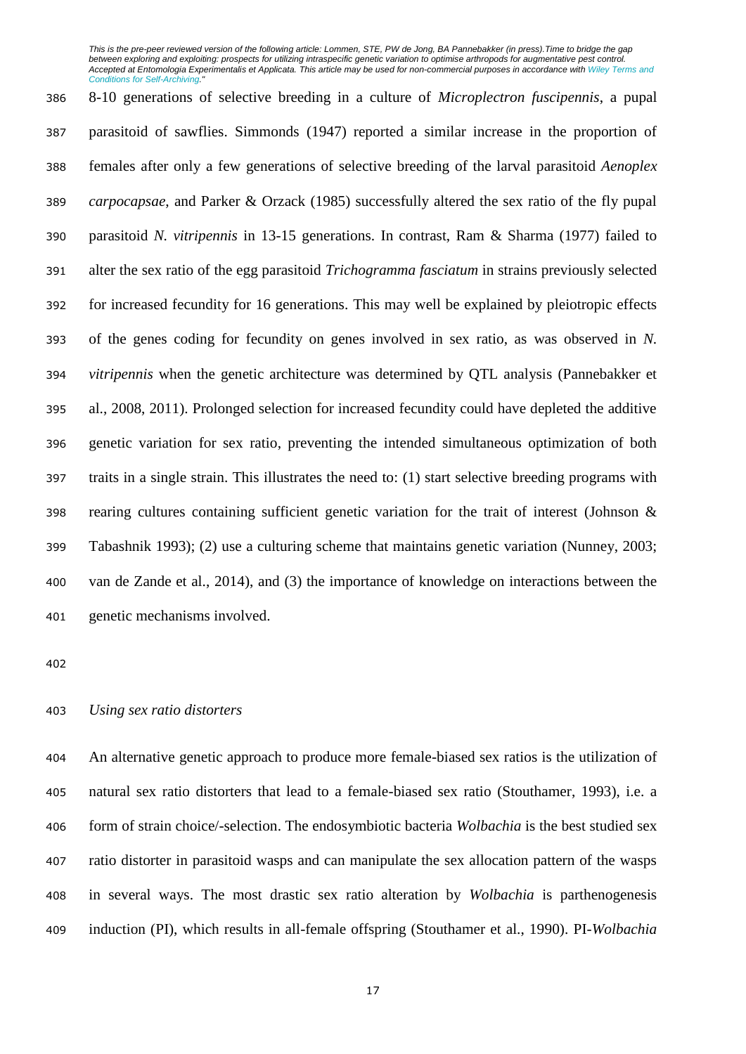8-10 generations of selective breeding in a culture of *Microplectron fuscipennis*, a pupal parasitoid of sawflies. Simmonds (1947) reported a similar increase in the proportion of females after only a few generations of selective breeding of the larval parasitoid *Aenoplex carpocapsae*, and Parker & Orzack (1985) successfully altered the sex ratio of the fly pupal parasitoid *N. vitripennis* in 13-15 generations. In contrast, Ram & Sharma (1977) failed to alter the sex ratio of the egg parasitoid *Trichogramma fasciatum* in strains previously selected for increased fecundity for 16 generations. This may well be explained by pleiotropic effects of the genes coding for fecundity on genes involved in sex ratio, as was observed in *N. vitripennis* when the genetic architecture was determined by QTL analysis (Pannebakker et al., 2008, 2011). Prolonged selection for increased fecundity could have depleted the additive genetic variation for sex ratio, preventing the intended simultaneous optimization of both traits in a single strain. This illustrates the need to: (1) start selective breeding programs with rearing cultures containing sufficient genetic variation for the trait of interest (Johnson & Tabashnik 1993); (2) use a culturing scheme that maintains genetic variation (Nunney, 2003; van de Zande et al., 2014), and (3) the importance of knowledge on interactions between the genetic mechanisms involved.

*Using sex ratio distorters*

An alternative genetic approach to produce more female-biased sex ratios is the utilization of natural sex ratio distorters that lead to a female-biased sex ratio (Stouthamer, 1993), i.e. a form of strain choice/-selection. The endosymbiotic bacteria *Wolbachia* is the best studied sex ratio distorter in parasitoid wasps and can manipulate the sex allocation pattern of the wasps in several ways. The most drastic sex ratio alteration by *Wolbachia* is parthenogenesis induction (PI), which results in all-female offspring (Stouthamer et al., 1990). PI-*Wolbachia*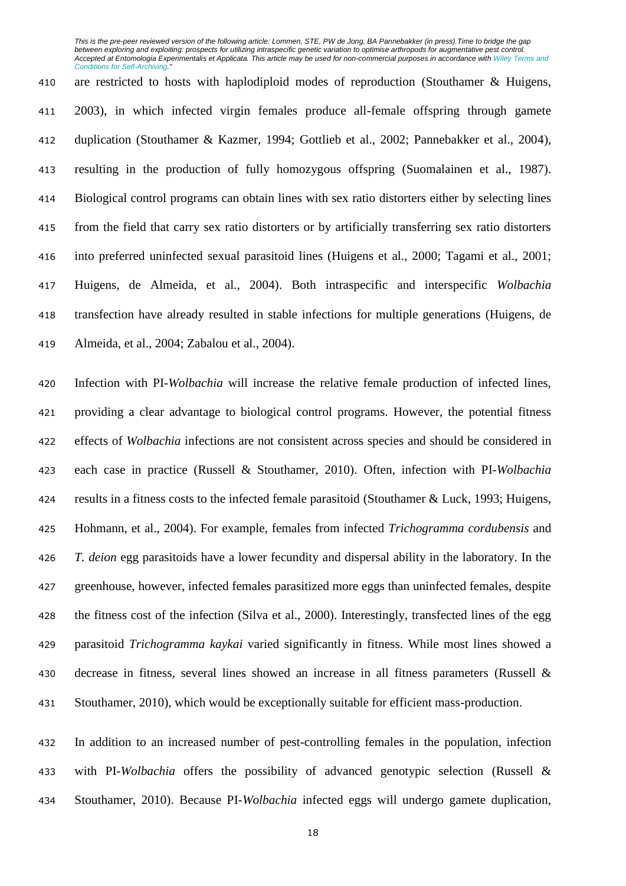are restricted to hosts with haplodiploid modes of reproduction (Stouthamer & Huigens, 2003), in which infected virgin females produce all-female offspring through gamete duplication (Stouthamer & Kazmer, 1994; Gottlieb et al., 2002; Pannebakker et al., 2004), resulting in the production of fully homozygous offspring (Suomalainen et al., 1987). Biological control programs can obtain lines with sex ratio distorters either by selecting lines from the field that carry sex ratio distorters or by artificially transferring sex ratio distorters into preferred uninfected sexual parasitoid lines (Huigens et al., 2000; Tagami et al., 2001; Huigens, de Almeida, et al., 2004). Both intraspecific and interspecific *Wolbachia* transfection have already resulted in stable infections for multiple generations (Huigens, de Almeida, et al., 2004; Zabalou et al., 2004).

Infection with PI-*Wolbachia* will increase the relative female production of infected lines, providing a clear advantage to biological control programs. However, the potential fitness effects of *Wolbachia* infections are not consistent across species and should be considered in each case in practice (Russell & Stouthamer, 2010). Often, infection with PI-*Wolbachia* results in a fitness costs to the infected female parasitoid (Stouthamer & Luck, 1993; Huigens, Hohmann, et al., 2004). For example, females from infected *Trichogramma cordubensis* and *T. deion* egg parasitoids have a lower fecundity and dispersal ability in the laboratory. In the greenhouse, however, infected females parasitized more eggs than uninfected females, despite the fitness cost of the infection (Silva et al., 2000). Interestingly, transfected lines of the egg parasitoid *Trichogramma kaykai* varied significantly in fitness. While most lines showed a decrease in fitness, several lines showed an increase in all fitness parameters (Russell & Stouthamer, 2010), which would be exceptionally suitable for efficient mass-production.

In addition to an increased number of pest-controlling females in the population, infection with PI-*Wolbachia* offers the possibility of advanced genotypic selection (Russell & Stouthamer, 2010). Because PI-*Wolbachia* infected eggs will undergo gamete duplication,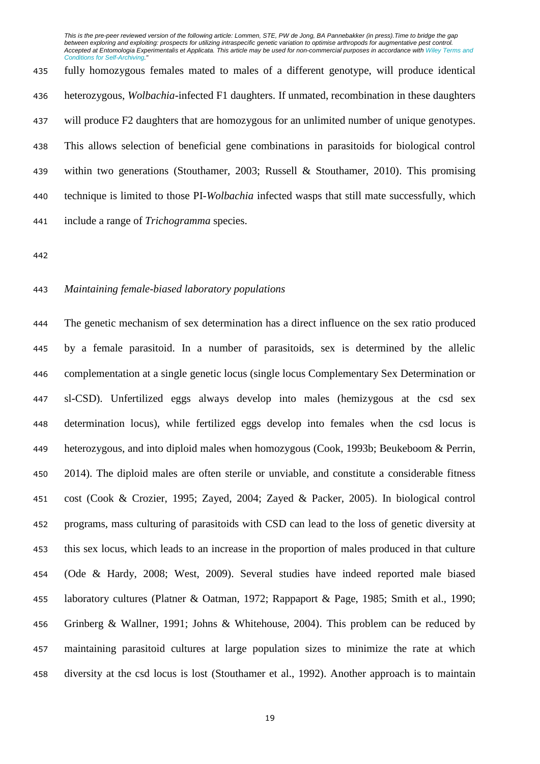fully homozygous females mated to males of a different genotype, will produce identical heterozygous, *Wolbachia*-infected F1 daughters. If unmated, recombination in these daughters will produce F2 daughters that are homozygous for an unlimited number of unique genotypes. This allows selection of beneficial gene combinations in parasitoids for biological control within two generations (Stouthamer, 2003; Russell & Stouthamer, 2010). This promising technique is limited to those PI-*Wolbachia* infected wasps that still mate successfully, which include a range of *Trichogramma* species.

### *Maintaining female-biased laboratory populations*

The genetic mechanism of sex determination has a direct influence on the sex ratio produced by a female parasitoid. In a number of parasitoids, sex is determined by the allelic complementation at a single genetic locus (single locus Complementary Sex Determination or sl-CSD). Unfertilized eggs always develop into males (hemizygous at the csd sex determination locus), while fertilized eggs develop into females when the csd locus is heterozygous, and into diploid males when homozygous (Cook, 1993b; Beukeboom & Perrin, 2014). The diploid males are often sterile or unviable, and constitute a considerable fitness cost (Cook & Crozier, 1995; Zayed, 2004; Zayed & Packer, 2005). In biological control programs, mass culturing of parasitoids with CSD can lead to the loss of genetic diversity at this sex locus, which leads to an increase in the proportion of males produced in that culture (Ode & Hardy, 2008; West, 2009). Several studies have indeed reported male biased laboratory cultures (Platner & Oatman, 1972; Rappaport & Page, 1985; Smith et al., 1990; Grinberg & Wallner, 1991; Johns & Whitehouse, 2004). This problem can be reduced by maintaining parasitoid cultures at large population sizes to minimize the rate at which diversity at the csd locus is lost (Stouthamer et al., 1992). Another approach is to maintain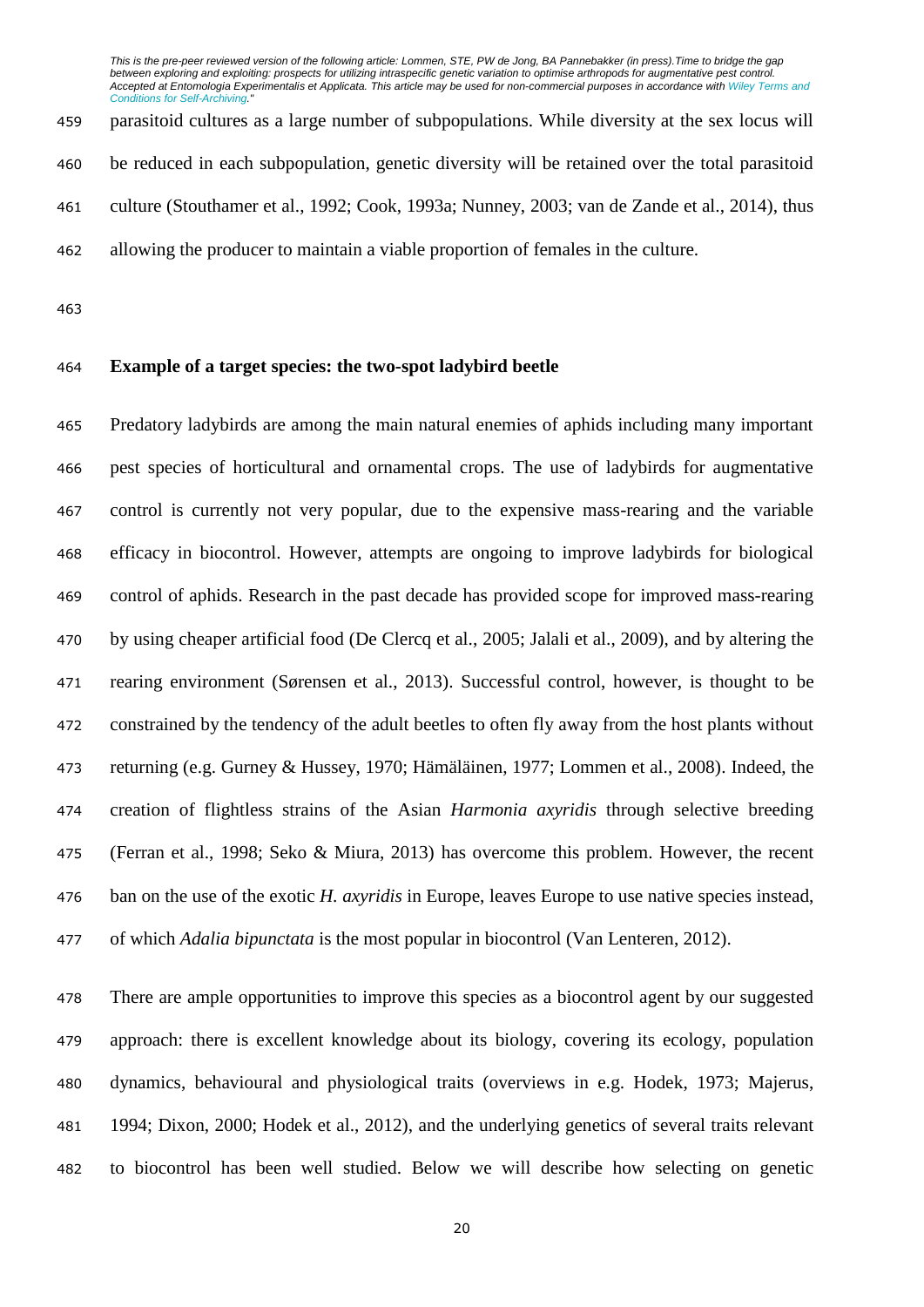parasitoid cultures as a large number of subpopulations. While diversity at the sex locus will be reduced in each subpopulation, genetic diversity will be retained over the total parasitoid culture (Stouthamer et al., 1992; Cook, 1993a; Nunney, 2003; van de Zande et al., 2014), thus allowing the producer to maintain a viable proportion of females in the culture.

## Example of a target species: the two-spot ladybird beetle

Predatory ladybirds are among the main natural enemies of aphids including many important pest species of horticultural and ornamental crops. The use of ladybirds for augmentative control is currently not very popular, due to the expensive mass-rearing and the variable efficacy in biocontrol. However, attempts are ongoing to improve ladybirds for biological control of aphids. Research in the past decade has provided scope for improved mass-rearing by using cheaper artificial food (De Clercq et al., 2005; Jalali et al., 2009), and by altering the rearing environment (Sørensen et al., 2013). Successful control, however, is thought to be constrained by the tendency of the adult beetles to often fly away from the host plants without returning (e.g. Gurney & Hussey, 1970; Hämäläinen, 1977; Lommen et al., 2008). Indeed, the creation of flightless strains of the Asian *Harmonia axyridis* through selective breeding (Ferran et al., 1998; Seko & Miura, 2013) has overcome this problem. However, the recent ban on the use of the exotic *H. axyridis* in Europe, leaves Europe to use native species instead, of which *Adalia bipunctata* is the most popular in biocontrol (Van Lenteren, 2012).

There are ample opportunities to improve this species as a biocontrol agent by our suggested approach: there is excellent knowledge about its biology, covering its ecology, population dynamics, behavioural and physiological traits (overviews in e.g. Hodek, 1973; Majerus, 1994; Dixon, 2000; Hodek et al., 2012), and the underlying genetics of several traits relevant to biocontrol has been well studied. Below we will describe how selecting on genetic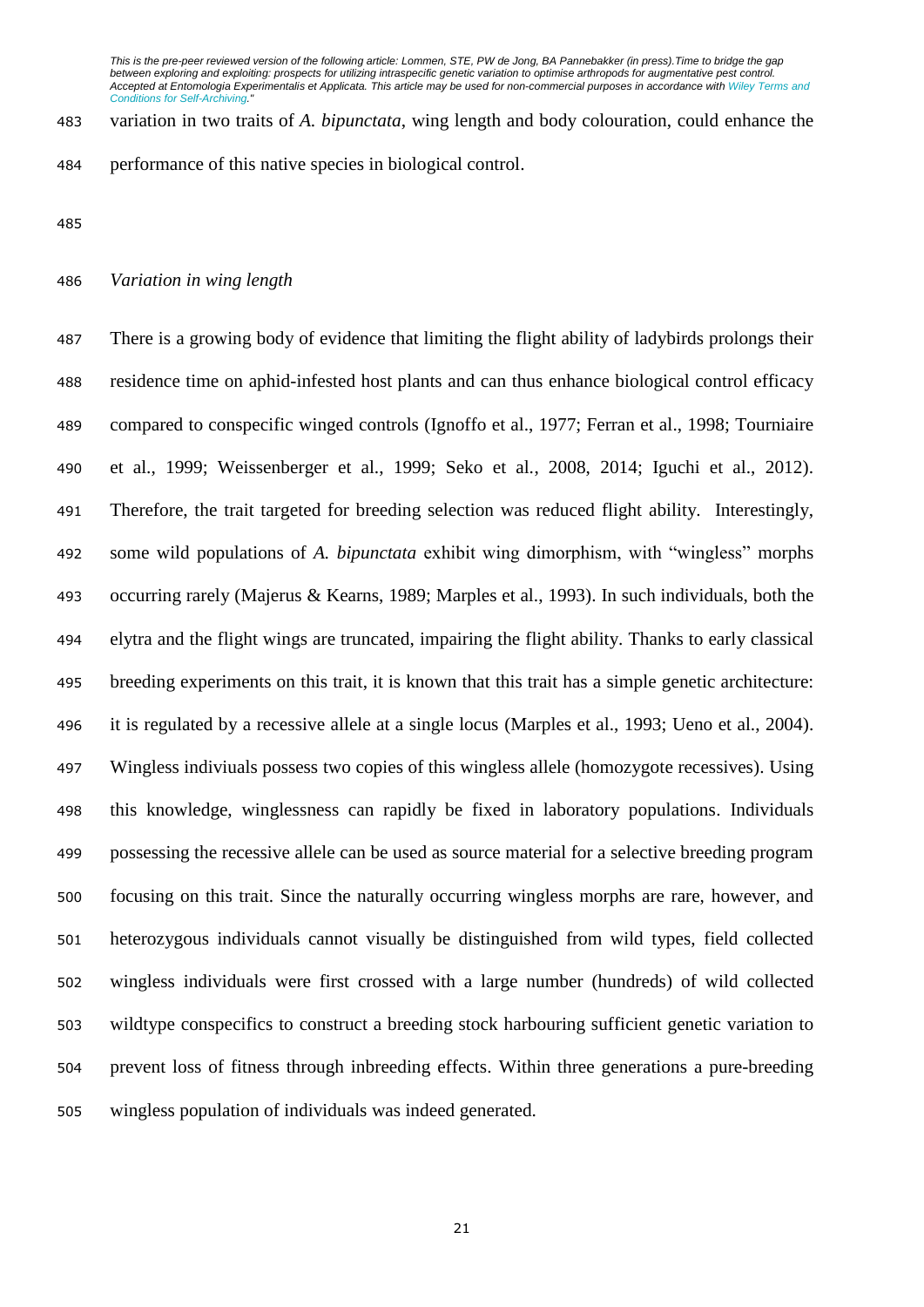variation in two traits of *A. bipunctata*, wing length and body colouration, could enhance the performance of this native species in biological control.

*Variation in wing length*

There is a growing body of evidence that limiting the flight ability of ladybirds prolongs their residence time on aphid-infested host plants and can thus enhance biological control efficacy compared to conspecific winged controls (Ignoffo et al., 1977; Ferran et al., 1998; Tourniaire et al., 1999; Weissenberger et al., 1999; Seko et al., 2008, 2014; Iguchi et al., 2012). Therefore, the trait targeted for breeding selection was reduced flight ability. Interestingly, some wild populations of *A. bipunctata* exhibit wing dimorphism, with "wingless" morphs occurring rarely (Majerus & Kearns, 1989; Marples et al., 1993). In such individuals, both the elytra and the flight wings are truncated, impairing the flight ability. Thanks to early classical breeding experiments on this trait, it is known that this trait has a simple genetic architecture: it is regulated by a recessive allele at a single locus (Marples et al., 1993; Ueno et al., 2004). Wingless indiviuals possess two copies of this wingless allele (homozygote recessives). Using this knowledge, winglessness can rapidly be fixed in laboratory populations. Individuals possessing the recessive allele can be used as source material for a selective breeding program focusing on this trait. Since the naturally occurring wingless morphs are rare, however, and heterozygous individuals cannot visually be distinguished from wild types, field collected wingless individuals were first crossed with a large number (hundreds) of wild collected wildtype conspecifics to construct a breeding stock harbouring sufficient genetic variation to prevent loss of fitness through inbreeding effects. Within three generations a pure-breeding wingless population of individuals was indeed generated.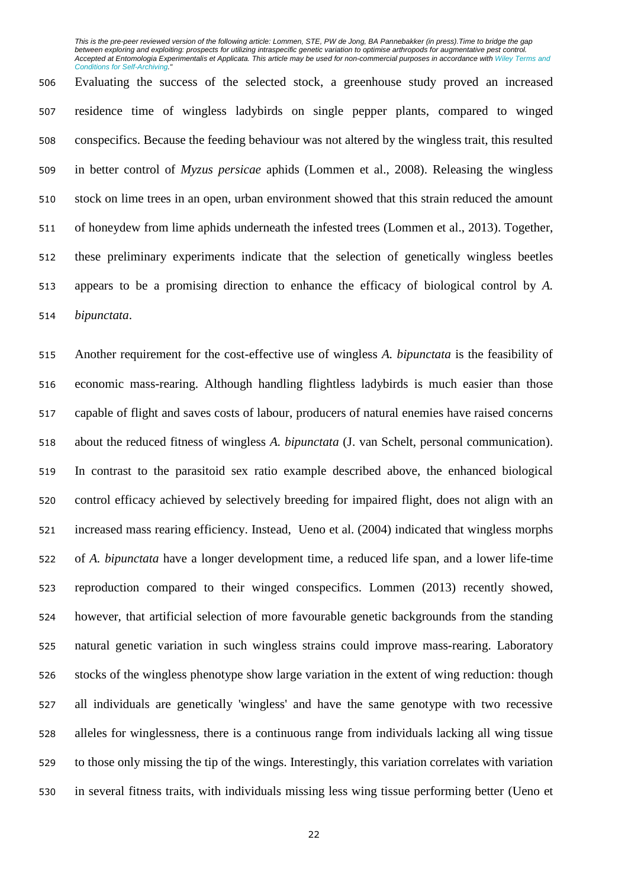Evaluating the success of the selected stock, a greenhouse study proved an increased residence time of wingless ladybirds on single pepper plants, compared to winged conspecifics. Because the feeding behaviour was not altered by the wingless trait, this resulted in better control of *Myzus persicae* aphids (Lommen et al., 2008). Releasing the wingless stock on lime trees in an open, urban environment showed that this strain reduced the amount of honeydew from lime aphids underneath the infested trees (Lommen et al., 2013). Together, these preliminary experiments indicate that the selection of genetically wingless beetles appears to be a promising direction to enhance the efficacy of biological control by *A. bipunctata*.

Another requirement for the cost-effective use of wingless *A. bipunctata* is the feasibility of economic mass-rearing. Although handling flightless ladybirds is much easier than those capable of flight and saves costs of labour, producers of natural enemies have raised concerns about the reduced fitness of wingless *A. bipunctata* (J. van Schelt, personal communication). In contrast to the parasitoid sex ratio example described above, the enhanced biological control efficacy achieved by selectively breeding for impaired flight, does not align with an increased mass rearing efficiency. Instead, Ueno et al. (2004) indicated that wingless morphs of *A. bipunctata* have a longer development time, a reduced life span, and a lower life-time reproduction compared to their winged conspecifics. Lommen (2013) recently showed, however, that artificial selection of more favourable genetic backgrounds from the standing natural genetic variation in such wingless strains could improve mass-rearing. Laboratory stocks of the wingless phenotype show large variation in the extent of wing reduction: though all individuals are genetically 'wingless' and have the same genotype with two recessive alleles for winglessness, there is a continuous range from individuals lacking all wing tissue to those only missing the tip of the wings. Interestingly, this variation correlates with variation in several fitness traits, with individuals missing less wing tissue performing better (Ueno et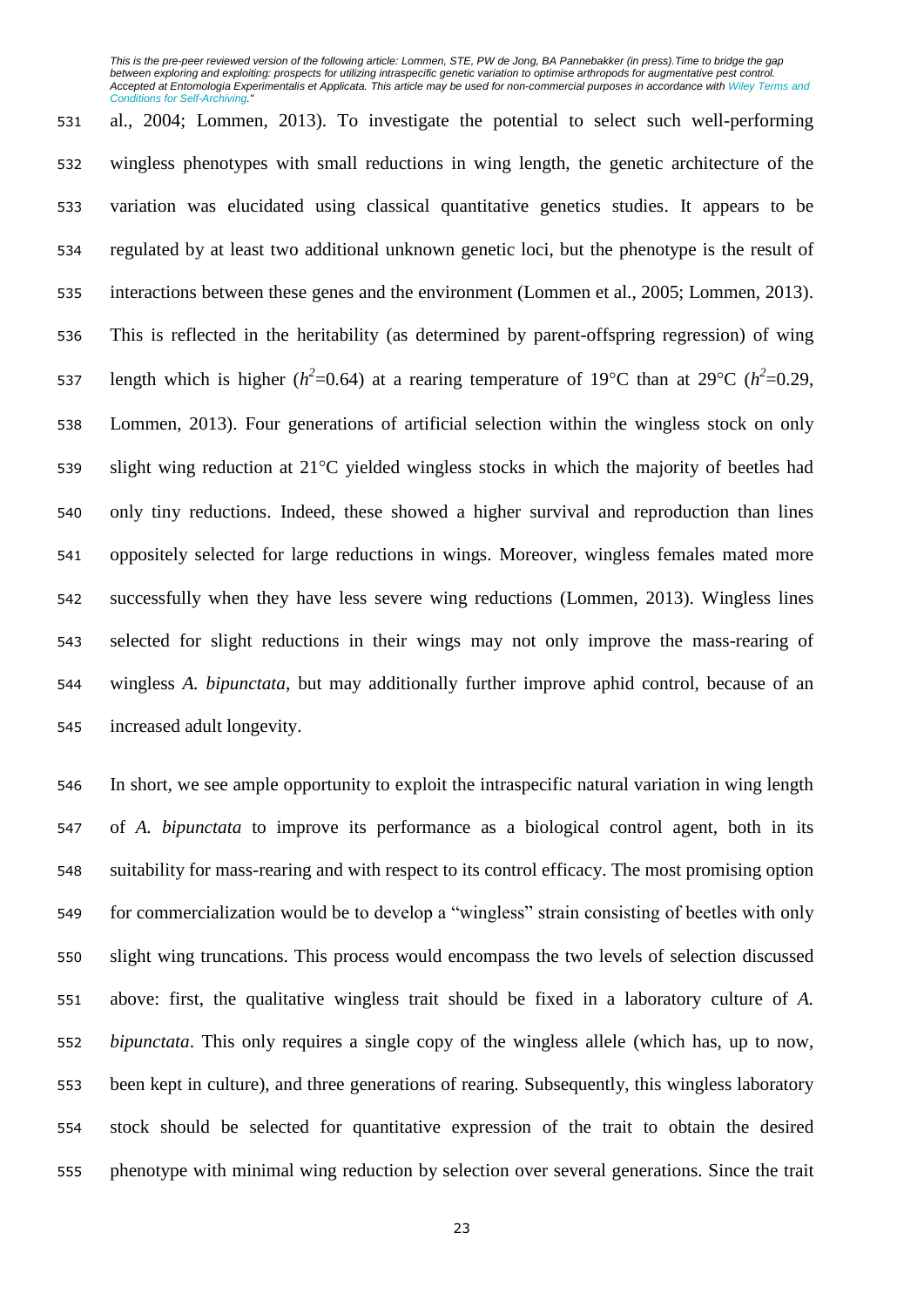al., 2004; Lommen, 2013). To investigate the potential to select such well-performing wingless phenotypes with small reductions in wing length, the genetic architecture of the variation was elucidated using classical quantitative genetics studies. It appears to be regulated by at least two additional unknown genetic loci, but the phenotype is the result of interactions between these genes and the environment (Lommen et al., 2005; Lommen, 2013). This is reflected in the heritability (as determined by parent-offspring regression) of wing length which is higher ($h^2$=0.64) at a rearing temperature of 19°C than at 29°C ($h^2$=0.29, Lommen, 2013). Four generations of artificial selection within the wingless stock on only slight wing reduction at 21°C yielded wingless stocks in which the majority of beetles had only tiny reductions. Indeed, these showed a higher survival and reproduction than lines oppositely selected for large reductions in wings. Moreover, wingless females mated more successfully when they have less severe wing reductions (Lommen, 2013). Wingless lines selected for slight reductions in their wings may not only improve the mass-rearing of wingless *A. bipunctata*, but may additionally further improve aphid control, because of an increased adult longevity.

In short, we see ample opportunity to exploit the intraspecific natural variation in wing length of *A. bipunctata* to improve its performance as a biological control agent, both in its suitability for mass-rearing and with respect to its control efficacy. The most promising option for commercialization would be to develop a "wingless" strain consisting of beetles with only slight wing truncations. This process would encompass the two levels of selection discussed above: first, the qualitative wingless trait should be fixed in a laboratory culture of *A. bipunctata*. This only requires a single copy of the wingless allele (which has, up to now, been kept in culture), and three generations of rearing. Subsequently, this wingless laboratory stock should be selected for quantitative expression of the trait to obtain the desired phenotype with minimal wing reduction by selection over several generations. Since the trait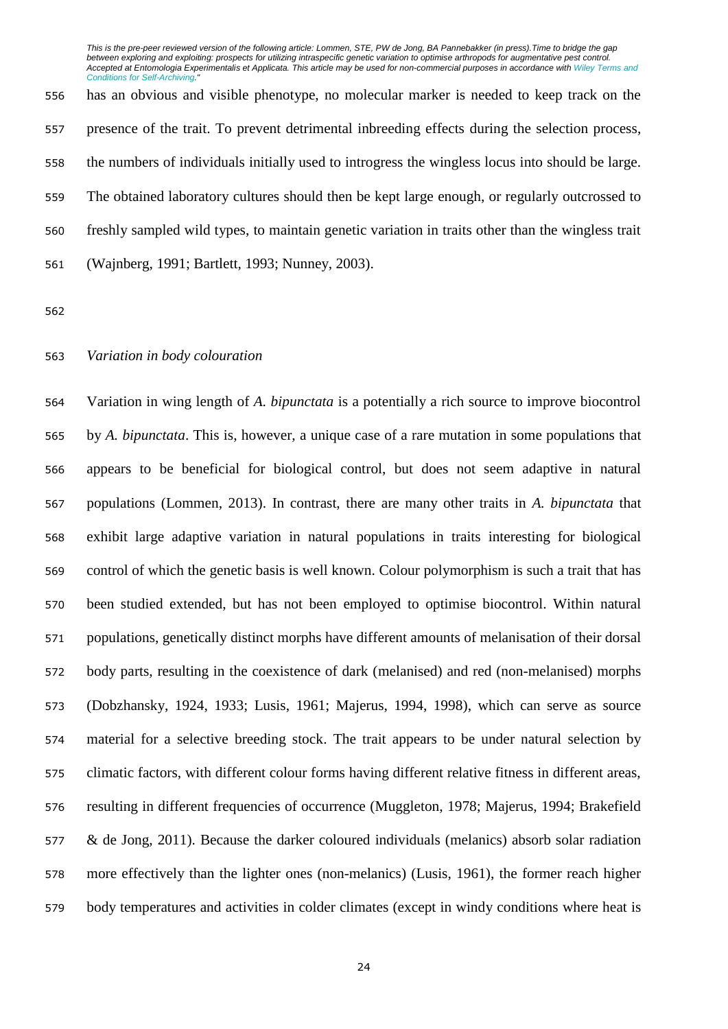has an obvious and visible phenotype, no molecular marker is needed to keep track on the presence of the trait. To prevent detrimental inbreeding effects during the selection process, the numbers of individuals initially used to introgress the wingless locus into should be large. The obtained laboratory cultures should then be kept large enough, or regularly outcrossed to freshly sampled wild types, to maintain genetic variation in traits other than the wingless trait (Wajnberg, 1991; Bartlett, 1993; Nunney, 2003).

*Variation in body colouration*

Variation in wing length of *A. bipunctata* is a potentially a rich source to improve biocontrol by *A. bipunctata*. This is, however, a unique case of a rare mutation in some populations that appears to be beneficial for biological control, but does not seem adaptive in natural populations (Lommen, 2013). In contrast, there are many other traits in *A. bipunctata* that exhibit large adaptive variation in natural populations in traits interesting for biological control of which the genetic basis is well known. Colour polymorphism is such a trait that has been studied extended, but has not been employed to optimise biocontrol. Within natural populations, genetically distinct morphs have different amounts of melanisation of their dorsal body parts, resulting in the coexistence of dark (melanised) and red (non-melanised) morphs (Dobzhansky, 1924, 1933; Lusis, 1961; Majerus, 1994, 1998), which can serve as source material for a selective breeding stock. The trait appears to be under natural selection by climatic factors, with different colour forms having different relative fitness in different areas, resulting in different frequencies of occurrence (Muggleton, 1978; Majerus, 1994; Brakefield & de Jong, 2011). Because the darker coloured individuals (melanics) absorb solar radiation more effectively than the lighter ones (non-melanics) (Lusis, 1961), the former reach higher body temperatures and activities in colder climates (except in windy conditions where heat is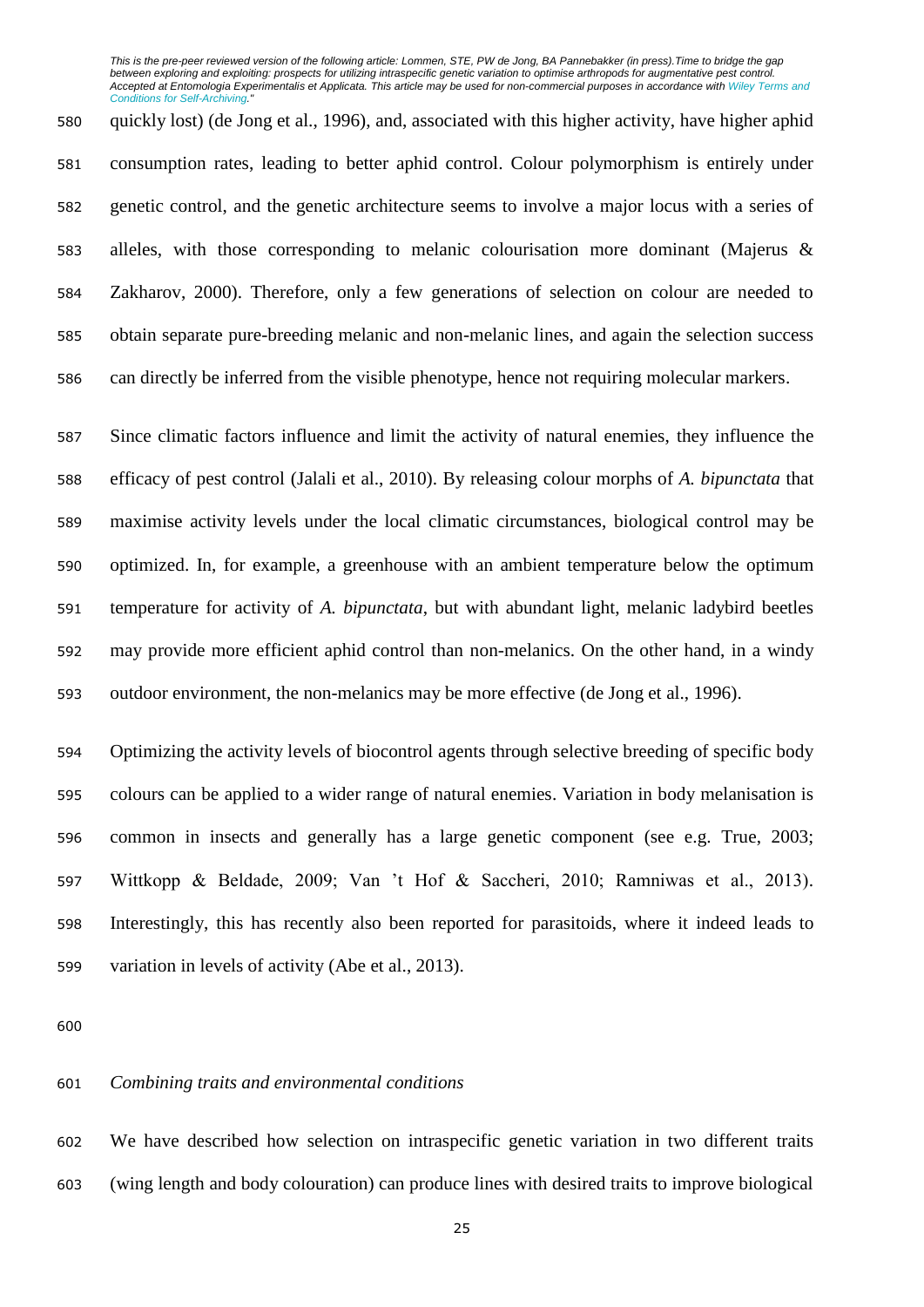quickly lost) (de Jong et al., 1996), and, associated with this higher activity, have higher aphid consumption rates, leading to better aphid control. Colour polymorphism is entirely under genetic control, and the genetic architecture seems to involve a major locus with a series of alleles, with those corresponding to melanic colourisation more dominant (Majerus & Zakharov, 2000). Therefore, only a few generations of selection on colour are needed to obtain separate pure-breeding melanic and non-melanic lines, and again the selection success can directly be inferred from the visible phenotype, hence not requiring molecular markers.

Since climatic factors influence and limit the activity of natural enemies, they influence the efficacy of pest control (Jalali et al., 2010). By releasing colour morphs of *A. bipunctata* that maximise activity levels under the local climatic circumstances, biological control may be optimized. In, for example, a greenhouse with an ambient temperature below the optimum temperature for activity of *A. bipunctata*, but with abundant light, melanic ladybird beetles may provide more efficient aphid control than non-melanics. On the other hand, in a windy outdoor environment, the non-melanics may be more effective (de Jong et al., 1996).

Optimizing the activity levels of biocontrol agents through selective breeding of specific body colours can be applied to a wider range of natural enemies. Variation in body melanisation is common in insects and generally has a large genetic component (see e.g. True, 2003; Wittkopp & Beldade, 2009; Van 't Hof & Saccheri, 2010; Ramniwas et al., 2013). Interestingly, this has recently also been reported for parasitoids, where it indeed leads to variation in levels of activity (Abe et al., 2013).

### *Combining traits and environmental conditions*

We have described how selection on intraspecific genetic variation in two different traits (wing length and body colouration) can produce lines with desired traits to improve biological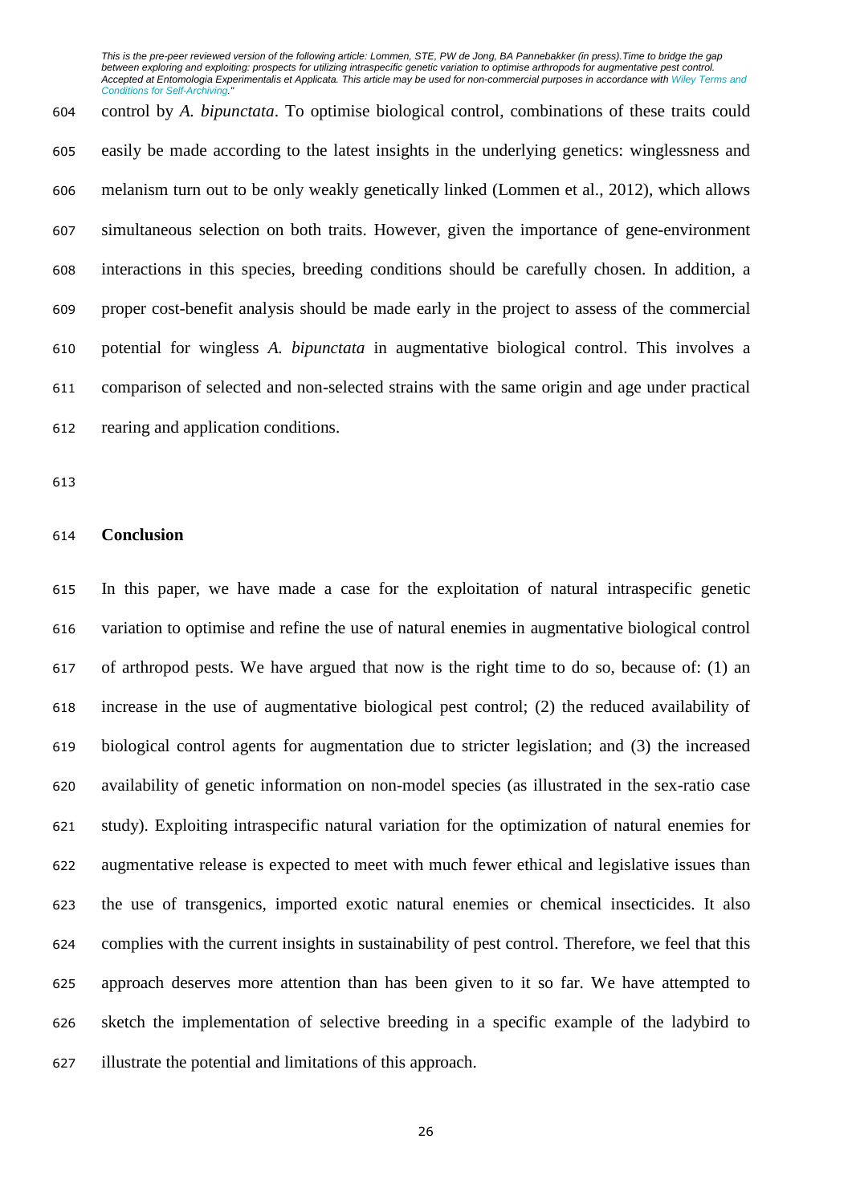control by *A. bipunctata*. To optimise biological control, combinations of these traits could easily be made according to the latest insights in the underlying genetics: winglessness and melanism turn out to be only weakly genetically linked (Lommen et al., 2012), which allows simultaneous selection on both traits. However, given the importance of gene-environment interactions in this species, breeding conditions should be carefully chosen. In addition, a proper cost-benefit analysis should be made early in the project to assess of the commercial potential for wingless *A. bipunctata* in augmentative biological control. This involves a comparison of selected and non-selected strains with the same origin and age under practical rearing and application conditions.

## Conclusion

In this paper, we have made a case for the exploitation of natural intraspecific genetic variation to optimise and refine the use of natural enemies in augmentative biological control of arthropod pests. We have argued that now is the right time to do so, because of: (1) an increase in the use of augmentative biological pest control; (2) the reduced availability of biological control agents for augmentation due to stricter legislation; and (3) the increased availability of genetic information on non-model species (as illustrated in the sex-ratio case study). Exploiting intraspecific natural variation for the optimization of natural enemies for augmentative release is expected to meet with much fewer ethical and legislative issues than the use of transgenics, imported exotic natural enemies or chemical insecticides. It also complies with the current insights in sustainability of pest control. Therefore, we feel that this approach deserves more attention than has been given to it so far. We have attempted to sketch the implementation of selective breeding in a specific example of the ladybird to illustrate the potential and limitations of this approach.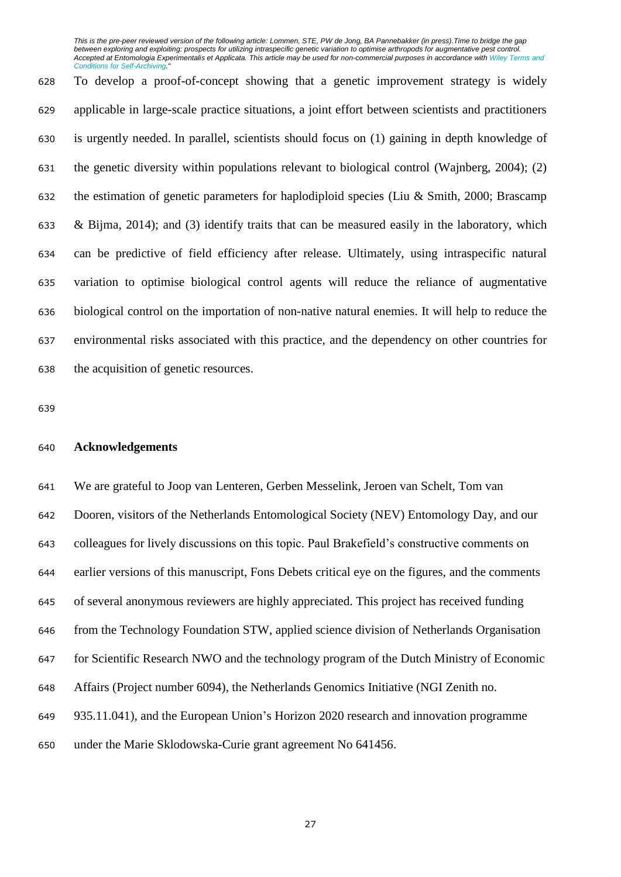To develop a proof-of-concept showing that a genetic improvement strategy is widely applicable in large-scale practice situations, a joint effort between scientists and practitioners is urgently needed. In parallel, scientists should focus on (1) gaining in depth knowledge of the genetic diversity within populations relevant to biological control (Wajnberg, 2004); (2) the estimation of genetic parameters for haplodiploid species (Liu & Smith, 2000; Brascamp & Bijma, 2014); and (3) identify traits that can be measured easily in the laboratory, which can be predictive of field efficiency after release. Ultimately, using intraspecific natural variation to optimise biological control agents will reduce the reliance of augmentative biological control on the importation of non-native natural enemies. It will help to reduce the environmental risks associated with this practice, and the dependency on other countries for the acquisition of genetic resources.

## Acknowledgements

We are grateful to Joop van Lenteren, Gerben Messelink, Jeroen van Schelt, Tom van Dooren, visitors of the Netherlands Entomological Society (NEV) Entomology Day, and our colleagues for lively discussions on this topic. Paul Brakefield's constructive comments on earlier versions of this manuscript, Fons Debets critical eye on the figures, and the comments of several anonymous reviewers are highly appreciated. This project has received funding from the Technology Foundation STW, applied science division of Netherlands Organisation for Scientific Research NWO and the technology program of the Dutch Ministry of Economic Affairs (Project number 6094), the Netherlands Genomics Initiative (NGI Zenith no. 935.11.041), and the European Union's Horizon 2020 research and innovation programme under the Marie Sklodowska-Curie grant agreement No 641456.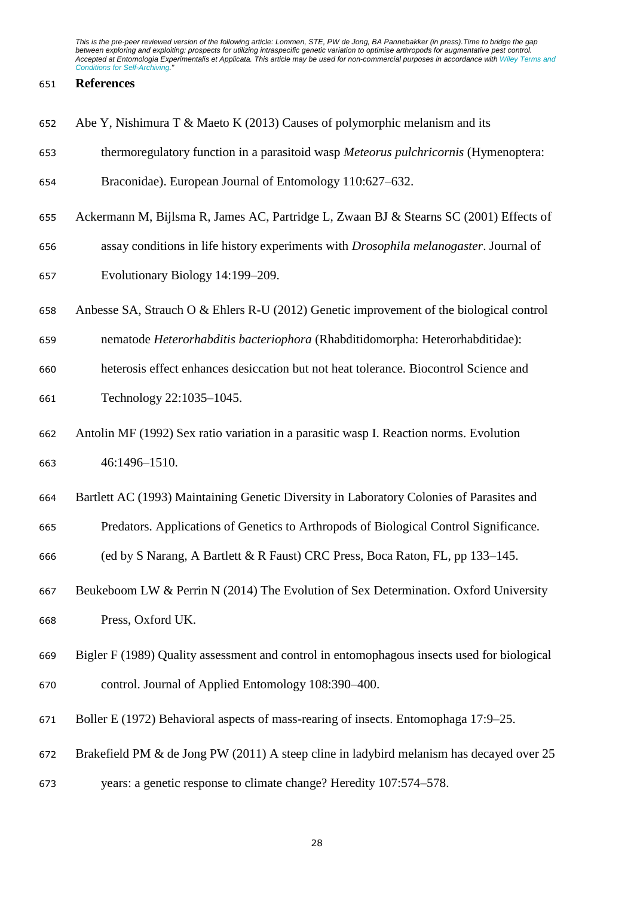## References

Abe Y, Nishimura T & Maeto K (2013) Causes of polymorphic melanism and its thermoregulatory function in a parasitoid wasp *Meteorus pulchricornis* (Hymenoptera: Braconidae). European Journal of Entomology 110:627–632.

Ackermann M, Bijlsma R, James AC, Partridge L, Zwaan BJ & Stearns SC (2001) Effects of assay conditions in life history experiments with *Drosophila melanogaster*. Journal of Evolutionary Biology 14:199–209.

Anbesse SA, Strauch O & Ehlers R-U (2012) Genetic improvement of the biological control nematode *Heterorhabditis bacteriophora* (Rhabditidomorpha: Heterorhabditidae): heterosis effect enhances desiccation but not heat tolerance. Biocontrol Science and Technology 22:1035–1045.

Antolin MF (1992) Sex ratio variation in a parasitic wasp I. Reaction norms. Evolution 46:1496–1510.

Bartlett AC (1993) Maintaining Genetic Diversity in Laboratory Colonies of Parasites and Predators. Applications of Genetics to Arthropods of Biological Control Significance. (ed by S Narang, A Bartlett & R Faust) CRC Press, Boca Raton, FL, pp 133–145.

Beukeboom LW & Perrin N (2014) The Evolution of Sex Determination. Oxford University Press, Oxford UK.

Bigler F (1989) Quality assessment and control in entomophagous insects used for biological control. Journal of Applied Entomology 108:390–400.

Boller E (1972) Behavioral aspects of mass-rearing of insects. Entomophaga 17:9–25.

Brakefield PM & de Jong PW (2011) A steep cline in ladybird melanism has decayed over 25 years: a genetic response to climate change? Heredity 107:574–578.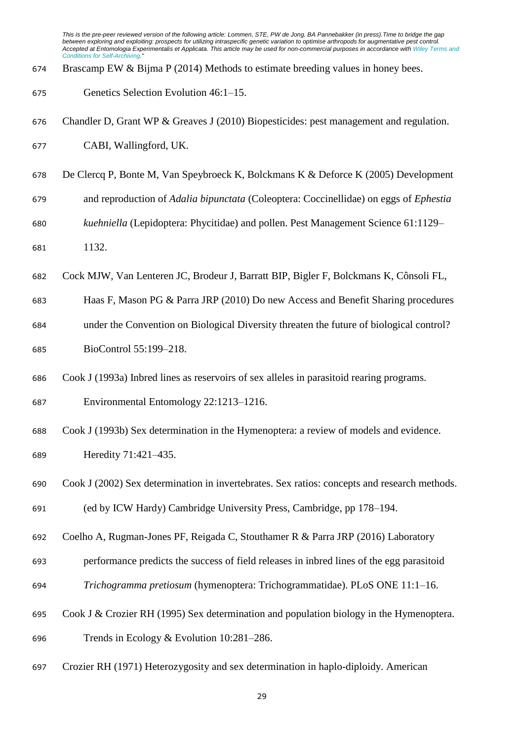Brascamp EW & Bijma P (2014) Methods to estimate breeding values in honey bees. Genetics Selection Evolution 46:1–15.

Chandler D, Grant WP & Greaves J (2010) Biopesticides: pest management and regulation. CABI, Wallingford, UK.

De Clercq P, Bonte M, Van Speybroeck K, Bolckmans K & Deforce K (2005) Development and reproduction of *Adalia bipunctata* (Coleoptera: Coccinellidae) on eggs of *Ephestia kuehniella* (Lepidoptera: Phycitidae) and pollen. Pest Management Science 61:1129–1132.

Cock MJW, Van Lenteren JC, Brodeur J, Barratt BIP, Bigler F, Bolckmans K, Cônsoli FL, Haas F, Mason PG & Parra JRP (2010) Do new Access and Benefit Sharing procedures under the Convention on Biological Diversity threaten the future of biological control? BioControl 55:199–218.

Cook J (1993a) Inbred lines as reservoirs of sex alleles in parasitoid rearing programs. Environmental Entomology 22:1213–1216.

Cook J (1993b) Sex determination in the Hymenoptera: a review of models and evidence. Heredity 71:421–435.

Cook J (2002) Sex determination in invertebrates. Sex ratios: concepts and research methods. (ed by ICW Hardy) Cambridge University Press, Cambridge, pp 178–194.

Coelho A, Rugman-Jones PF, Reigada C, Stouthamer R & Parra JRP (2016) Laboratory performance predicts the success of field releases in inbred lines of the egg parasitoid *Trichogramma pretiosum* (hymenoptera: Trichogrammatidae). PLoS ONE 11:1–16.

Cook J & Crozier RH (1995) Sex determination and population biology in the Hymenoptera. Trends in Ecology & Evolution 10:281–286.

Crozier RH (1971) Heterozygosity and sex determination in haplo-diploidy. American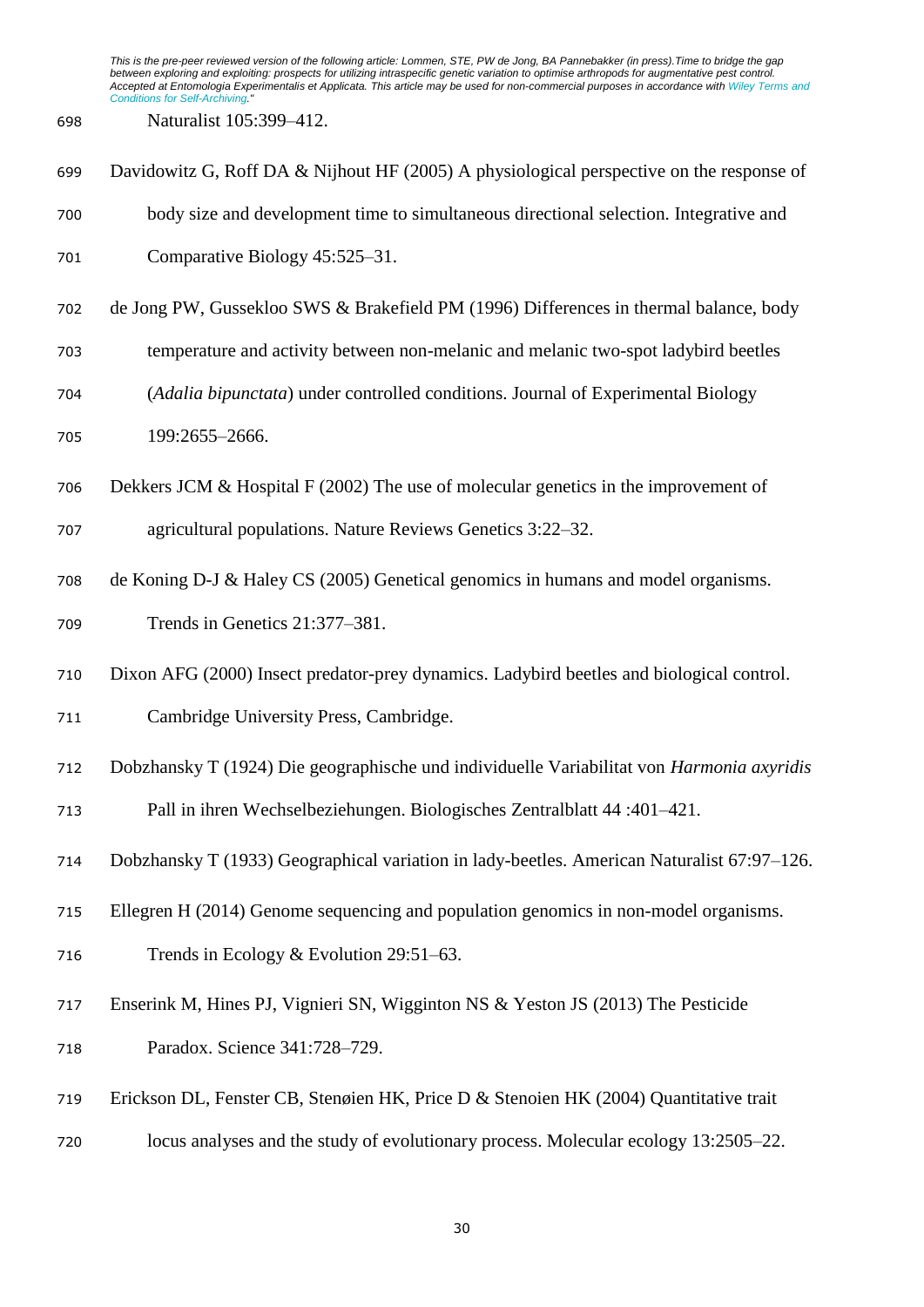Naturalist 105:399–412.

Davidowitz G, Roff DA & Nijhout HF (2005) A physiological perspective on the response of body size and development time to simultaneous directional selection. Integrative and Comparative Biology 45:525–31.

de Jong PW, Gussekloo SWS & Brakefield PM (1996) Differences in thermal balance, body temperature and activity between non-melanic and melanic two-spot ladybird beetles (*Adalia bipunctata*) under controlled conditions. Journal of Experimental Biology 199:2655–2666.

Dekkers JCM & Hospital F (2002) The use of molecular genetics in the improvement of agricultural populations. Nature Reviews Genetics 3:22–32.

de Koning D-J & Haley CS (2005) Genetical genomics in humans and model organisms. Trends in Genetics 21:377–381.

Dixon AFG (2000) Insect predator-prey dynamics. Ladybird beetles and biological control. Cambridge University Press, Cambridge.

Dobzhansky T (1924) Die geographische und individuelle Variabilitat von *Harmonia axyridis* Pall in ihren Wechselbeziehungen. Biologisches Zentralblatt 44 :401–421.

Dobzhansky T (1933) Geographical variation in lady-beetles. American Naturalist 67:97–126.

Ellegren H (2014) Genome sequencing and population genomics in non-model organisms. Trends in Ecology & Evolution 29:51–63.

Enserink M, Hines PJ, Vignieri SN, Wigginton NS & Yeston JS (2013) The Pesticide Paradox. Science 341:728–729.

Erickson DL, Fenster CB, Stenøien HK, Price D & Stenoien HK (2004) Quantitative trait locus analyses and the study of evolutionary process. Molecular ecology 13:2505–22.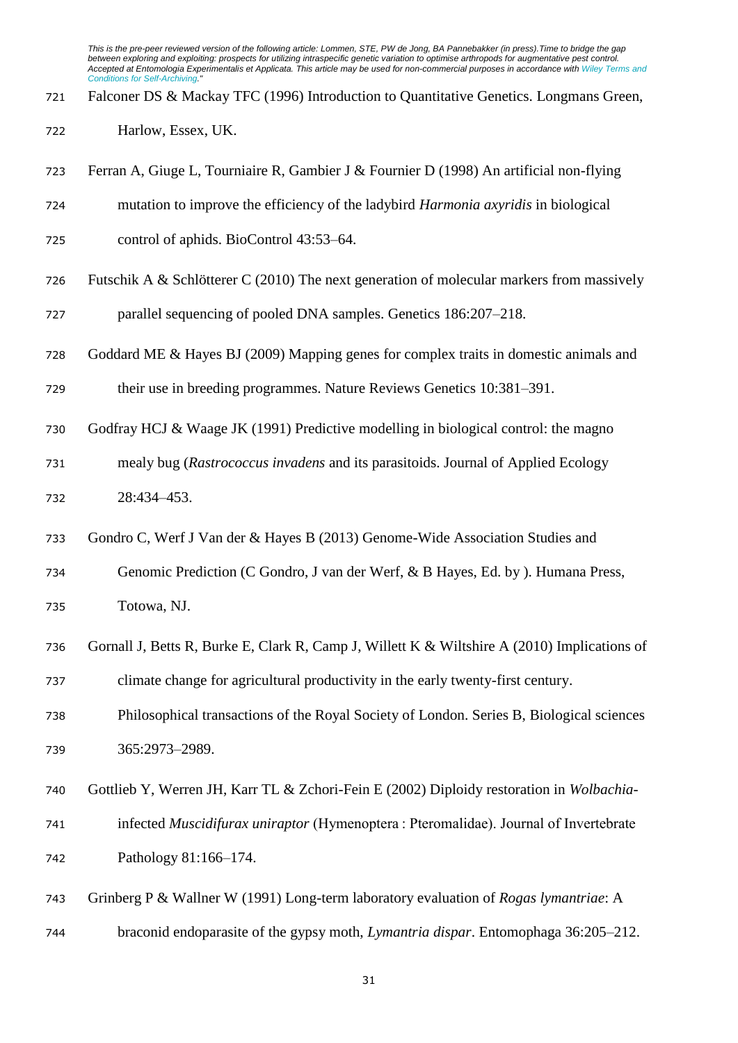Falconer DS & Mackay TFC (1996) Introduction to Quantitative Genetics. Longmans Green, Harlow, Essex, UK.

Ferran A, Giuge L, Tourniaire R, Gambier J & Fournier D (1998) An artificial non-flying mutation to improve the efficiency of the ladybird *Harmonia axyridis* in biological control of aphids. BioControl 43:53–64.

Futschik A & Schlötterer C (2010) The next generation of molecular markers from massively parallel sequencing of pooled DNA samples. Genetics 186:207–218.

Goddard ME & Hayes BJ (2009) Mapping genes for complex traits in domestic animals and their use in breeding programmes. Nature Reviews Genetics 10:381–391.

Godfray HCJ & Waage JK (1991) Predictive modelling in biological control: the magno mealy bug (*Rastrococcus invadens* and its parasitoids. Journal of Applied Ecology 28:434–453.

Gondro C, Werf J Van der & Hayes B (2013) Genome-Wide Association Studies and Genomic Prediction (C Gondro, J van der Werf, & B Hayes, Ed. by ). Humana Press, Totowa, NJ.

Gornall J, Betts R, Burke E, Clark R, Camp J, Willett K & Wiltshire A (2010) Implications of climate change for agricultural productivity in the early twenty-first century. Philosophical transactions of the Royal Society of London. Series B, Biological sciences 365:2973–2989.

Gottlieb Y, Werren JH, Karr TL & Zchori-Fein E (2002) Diploidy restoration in *Wolbachia*-infected *Muscidifurax uniraptor* (Hymenoptera : Pteromalidae). Journal of Invertebrate Pathology 81:166–174.

Grinberg P & Wallner W (1991) Long-term laboratory evaluation of *Rogas lymantriae*: A braconid endoparasite of the gypsy moth, *Lymantria dispar*. Entomophaga 36:205–212.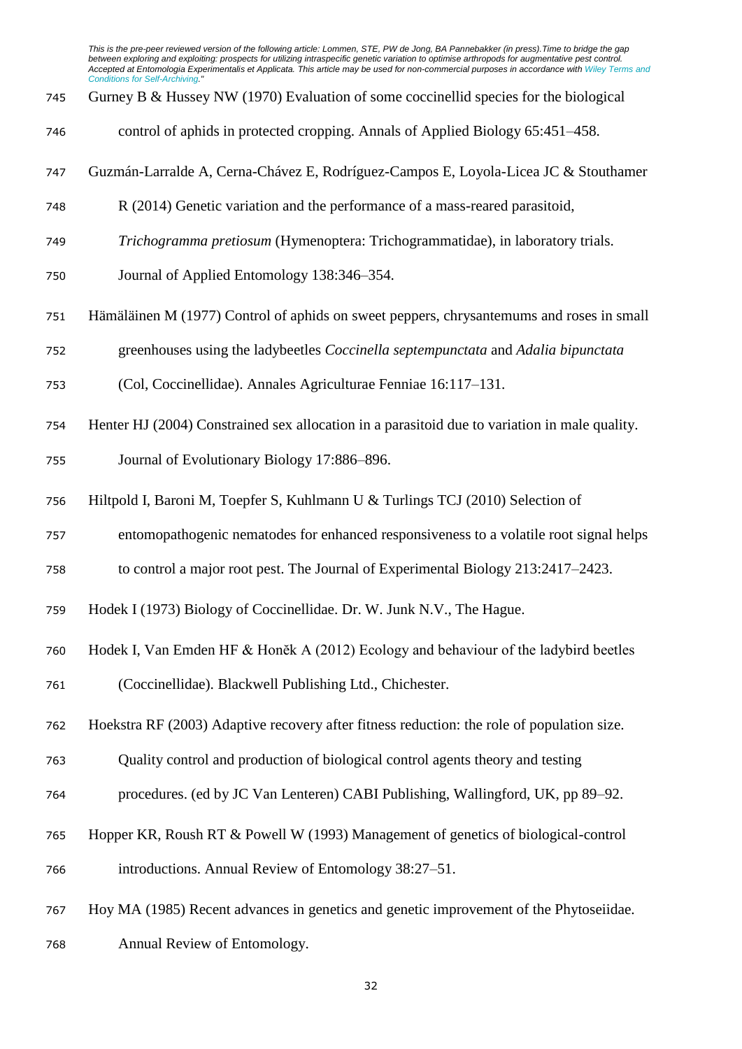Gurney B & Hussey NW (1970) Evaluation of some coccinellid species for the biological control of aphids in protected cropping. Annals of Applied Biology 65:451–458.

Guzmán-Larralde A, Cerna-Chávez E, Rodríguez-Campos E, Loyola-Licea JC & Stouthamer R (2014) Genetic variation and the performance of a mass-reared parasitoid, *Trichogramma pretiosum* (Hymenoptera: Trichogrammatidae), in laboratory trials. Journal of Applied Entomology 138:346–354.

Hämäläinen M (1977) Control of aphids on sweet peppers, chrysantemums and roses in small greenhouses using the ladybeetles *Coccinella septempunctata* and *Adalia bipunctata* (Col, Coccinellidae). Annales Agriculturae Fenniae 16:117–131.

Henter HJ (2004) Constrained sex allocation in a parasitoid due to variation in male quality. Journal of Evolutionary Biology 17:886–896.

Hiltpold I, Baroni M, Toepfer S, Kuhlmann U & Turlings TCJ (2010) Selection of entomopathogenic nematodes for enhanced responsiveness to a volatile root signal helps to control a major root pest. The Journal of Experimental Biology 213:2417–2423.

Hodek I (1973) Biology of Coccinellidae. Dr. W. Junk N.V., The Hague.

Hodek I, Van Emden HF & Honěk A (2012) Ecology and behaviour of the ladybird beetles (Coccinellidae). Blackwell Publishing Ltd., Chichester.

Hoekstra RF (2003) Adaptive recovery after fitness reduction: the role of population size. Quality control and production of biological control agents theory and testing procedures. (ed by JC Van Lenteren) CABI Publishing, Wallingford, UK, pp 89–92.

Hopper KR, Roush RT & Powell W (1993) Management of genetics of biological-control introductions. Annual Review of Entomology 38:27–51.

Hoy MA (1985) Recent advances in genetics and genetic improvement of the Phytoseiidae. Annual Review of Entomology.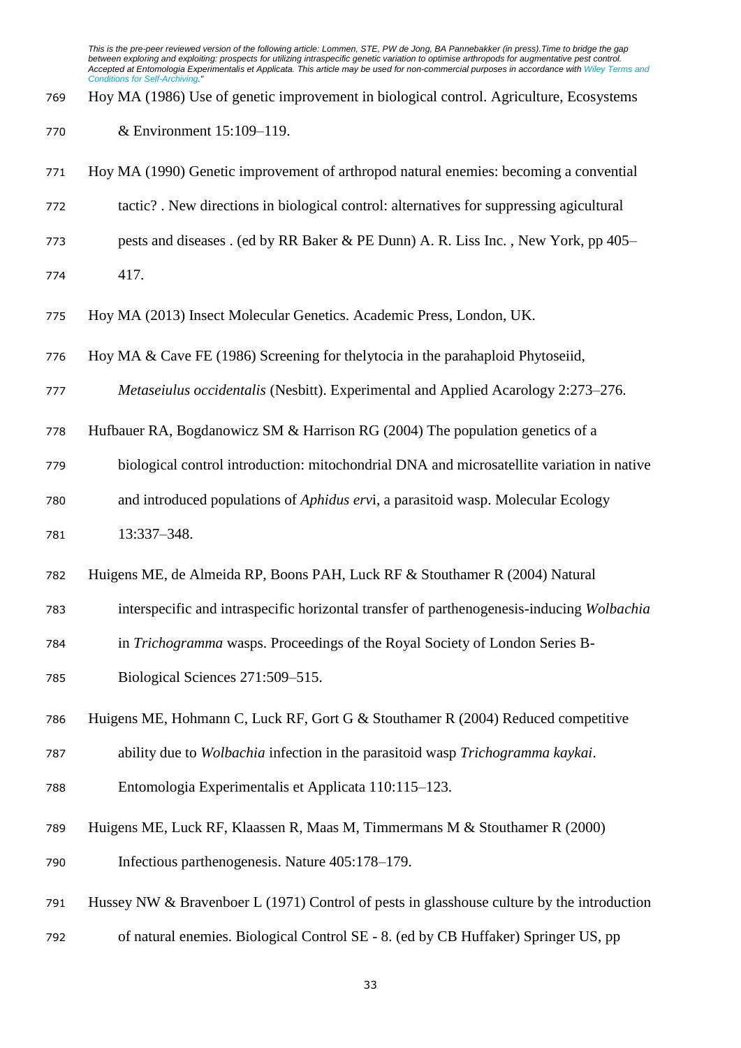Hoy MA (1986) Use of genetic improvement in biological control. Agriculture, Ecosystems & Environment 15:109–119.

Hoy MA (1990) Genetic improvement of arthropod natural enemies: becoming a convential tactic? . New directions in biological control: alternatives for suppressing agicultural pests and diseases . (ed by RR Baker & PE Dunn) A. R. Liss Inc. , New York, pp 405–417.

Hoy MA (2013) Insect Molecular Genetics. Academic Press, London, UK.

Hoy MA & Cave FE (1986) Screening for thelytocia in the parahaploid Phytoseiid, *Metaseiulus occidentalis* (Nesbitt). Experimental and Applied Acarology 2:273–276.

Hufbauer RA, Bogdanowicz SM & Harrison RG (2004) The population genetics of a biological control introduction: mitochondrial DNA and microsatellite variation in native and introduced populations of *Aphidus erv*i, a parasitoid wasp. Molecular Ecology 13:337–348.

Huigens ME, de Almeida RP, Boons PAH, Luck RF & Stouthamer R (2004) Natural interspecific and intraspecific horizontal transfer of parthenogenesis-inducing *Wolbachia* in *Trichogramma* wasps. Proceedings of the Royal Society of London Series B-Biological Sciences 271:509–515.

Huigens ME, Hohmann C, Luck RF, Gort G & Stouthamer R (2004) Reduced competitive ability due to *Wolbachia* infection in the parasitoid wasp *Trichogramma kaykai*. Entomologia Experimentalis et Applicata 110:115–123.

Huigens ME, Luck RF, Klaassen R, Maas M, Timmermans M & Stouthamer R (2000) Infectious parthenogenesis. Nature 405:178–179.

Hussey NW & Bravenboer L (1971) Control of pests in glasshouse culture by the introduction of natural enemies. Biological Control SE - 8. (ed by CB Huffaker) Springer US, pp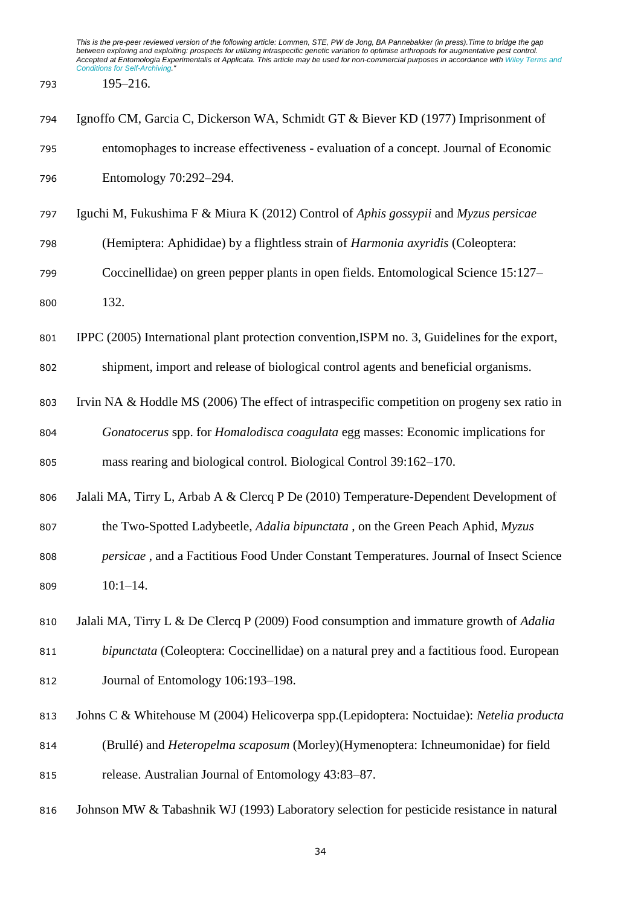195–216.

Ignoffo CM, Garcia C, Dickerson WA, Schmidt GT & Biever KD (1977) Imprisonment of entomophages to increase effectiveness - evaluation of a concept. Journal of Economic Entomology 70:292–294.

Iguchi M, Fukushima F & Miura K (2012) Control of *Aphis gossypii* and *Myzus persicae* (Hemiptera: Aphididae) by a flightless strain of *Harmonia axyridis* (Coleoptera: Coccinellidae) on green pepper plants in open fields. Entomological Science 15:127–132.

IPPC (2005) International plant protection convention,ISPM no. 3, Guidelines for the export, shipment, import and release of biological control agents and beneficial organisms.

Irvin NA & Hoddle MS (2006) The effect of intraspecific competition on progeny sex ratio in *Gonatocerus* spp. for *Homalodisca coagulata* egg masses: Economic implications for mass rearing and biological control. Biological Control 39:162–170.

Jalali MA, Tirry L, Arbab A & Clercq P De (2010) Temperature-Dependent Development of the Two-Spotted Ladybeetle, *Adalia bipunctata* , on the Green Peach Aphid, *Myzus persicae* , and a Factitious Food Under Constant Temperatures. Journal of Insect Science 10:1–14.

Jalali MA, Tirry L & De Clercq P (2009) Food consumption and immature growth of *Adalia bipunctata* (Coleoptera: Coccinellidae) on a natural prey and a factitious food. European Journal of Entomology 106:193–198.

Johns C & Whitehouse M (2004) Helicoverpa spp.(Lepidoptera: Noctuidae): *Netelia producta* (Brullé) and *Heteropelma scaposum* (Morley)(Hymenoptera: Ichneumonidae) for field release. Australian Journal of Entomology 43:83–87.

Johnson MW & Tabashnik WJ (1993) Laboratory selection for pesticide resistance in natural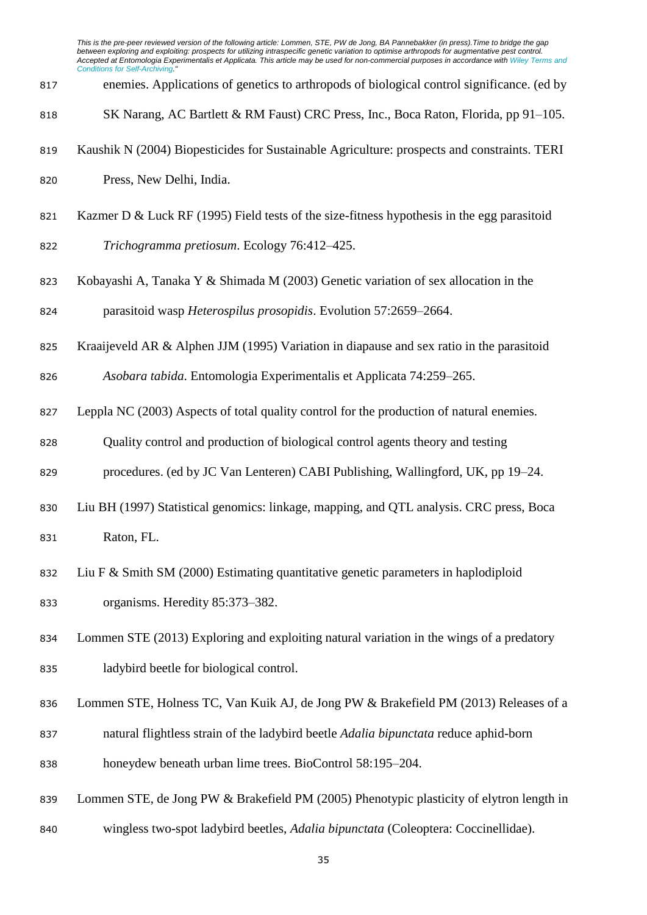enemies. Applications of genetics to arthropods of biological control significance. (ed by SK Narang, AC Bartlett & RM Faust) CRC Press, Inc., Boca Raton, Florida, pp 91–105.

Kaushik N (2004) Biopesticides for Sustainable Agriculture: prospects and constraints. TERI Press, New Delhi, India.

Kazmer D & Luck RF (1995) Field tests of the size-fitness hypothesis in the egg parasitoid *Trichogramma pretiosum*. Ecology 76:412–425.

Kobayashi A, Tanaka Y & Shimada M (2003) Genetic variation of sex allocation in the parasitoid wasp *Heterospilus prosopidis*. Evolution 57:2659–2664.

Kraaijeveld AR & Alphen JJM (1995) Variation in diapause and sex ratio in the parasitoid *Asobara tabida*. Entomologia Experimentalis et Applicata 74:259–265.

Leppla NC (2003) Aspects of total quality control for the production of natural enemies. Quality control and production of biological control agents theory and testing procedures. (ed by JC Van Lenteren) CABI Publishing, Wallingford, UK, pp 19–24.

Liu BH (1997) Statistical genomics: linkage, mapping, and QTL analysis. CRC press, Boca Raton, FL.

Liu F & Smith SM (2000) Estimating quantitative genetic parameters in haplodiploid organisms. Heredity 85:373–382.

Lommen STE (2013) Exploring and exploiting natural variation in the wings of a predatory ladybird beetle for biological control.

Lommen STE, Holness TC, Van Kuik AJ, de Jong PW & Brakefield PM (2013) Releases of a natural flightless strain of the ladybird beetle *Adalia bipunctata* reduce aphid-born honeydew beneath urban lime trees. BioControl 58:195–204.

Lommen STE, de Jong PW & Brakefield PM (2005) Phenotypic plasticity of elytron length in wingless two-spot ladybird beetles, *Adalia bipunctata* (Coleoptera: Coccinellidae).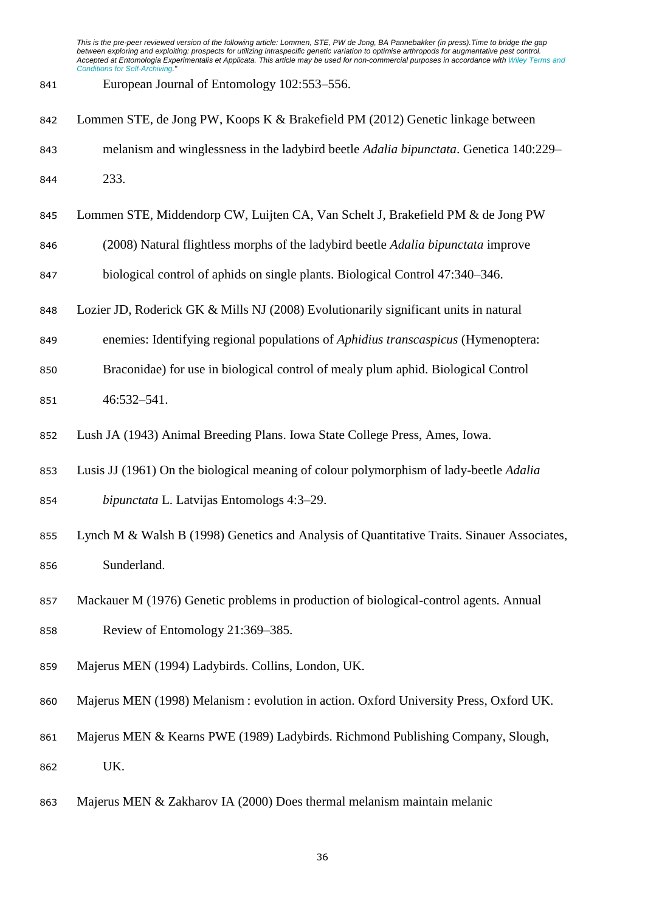European Journal of Entomology 102:553–556.

Lommen STE, de Jong PW, Koops K & Brakefield PM (2012) Genetic linkage between melanism and winglessness in the ladybird beetle *Adalia bipunctata*. Genetica 140:229–233.

Lommen STE, Middendorp CW, Luijten CA, Van Schelt J, Brakefield PM & de Jong PW (2008) Natural flightless morphs of the ladybird beetle *Adalia bipunctata* improve biological control of aphids on single plants. Biological Control 47:340–346.

Lozier JD, Roderick GK & Mills NJ (2008) Evolutionarily significant units in natural enemies: Identifying regional populations of *Aphidius transcaspicus* (Hymenoptera: Braconidae) for use in biological control of mealy plum aphid. Biological Control 46:532–541.

Lush JA (1943) Animal Breeding Plans. Iowa State College Press, Ames, Iowa.

Lusis JJ (1961) On the biological meaning of colour polymorphism of lady-beetle *Adalia bipunctata* L. Latvijas Entomologs 4:3–29.

Lynch M & Walsh B (1998) Genetics and Analysis of Quantitative Traits. Sinauer Associates, Sunderland.

Mackauer M (1976) Genetic problems in production of biological-control agents. Annual Review of Entomology 21:369–385.

Majerus MEN (1994) Ladybirds. Collins, London, UK.

Majerus MEN (1998) Melanism : evolution in action. Oxford University Press, Oxford UK.

Majerus MEN & Kearns PWE (1989) Ladybirds. Richmond Publishing Company, Slough, UK.

Majerus MEN & Zakharov IA (2000) Does thermal melanism maintain melanic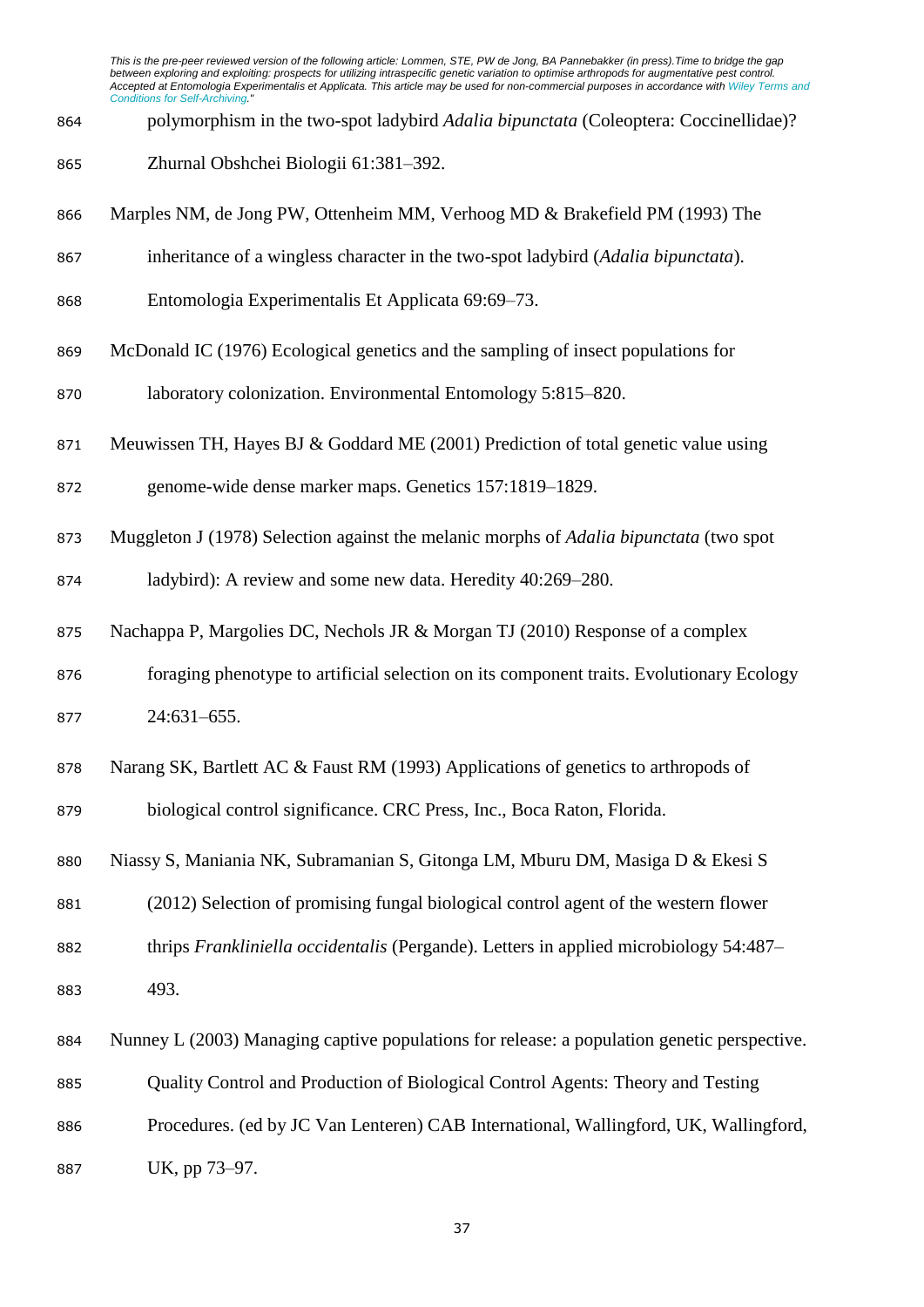polymorphism in the two-spot ladybird *Adalia bipunctata* (Coleoptera: Coccinellidae)? Zhurnal Obshchei Biologii 61:381–392.

Marples NM, de Jong PW, Ottenheim MM, Verhoog MD & Brakefield PM (1993) The inheritance of a wingless character in the two-spot ladybird (*Adalia bipunctata*). Entomologia Experimentalis Et Applicata 69:69–73.

McDonald IC (1976) Ecological genetics and the sampling of insect populations for laboratory colonization. Environmental Entomology 5:815–820.

Meuwissen TH, Hayes BJ & Goddard ME (2001) Prediction of total genetic value using genome-wide dense marker maps. Genetics 157:1819–1829.

Muggleton J (1978) Selection against the melanic morphs of *Adalia bipunctata* (two spot ladybird): A review and some new data. Heredity 40:269–280.

Nachappa P, Margolies DC, Nechols JR & Morgan TJ (2010) Response of a complex foraging phenotype to artificial selection on its component traits. Evolutionary Ecology 24:631–655.

Narang SK, Bartlett AC & Faust RM (1993) Applications of genetics to arthropods of biological control significance. CRC Press, Inc., Boca Raton, Florida.

Niassy S, Maniania NK, Subramanian S, Gitonga LM, Mburu DM, Masiga D & Ekesi S (2012) Selection of promising fungal biological control agent of the western flower thrips *Frankliniella occidentalis* (Pergande). Letters in applied microbiology 54:487–493.

Nunney L (2003) Managing captive populations for release: a population genetic perspective. Quality Control and Production of Biological Control Agents: Theory and Testing Procedures. (ed by JC Van Lenteren) CAB International, Wallingford, UK, Wallingford, UK, pp 73–97.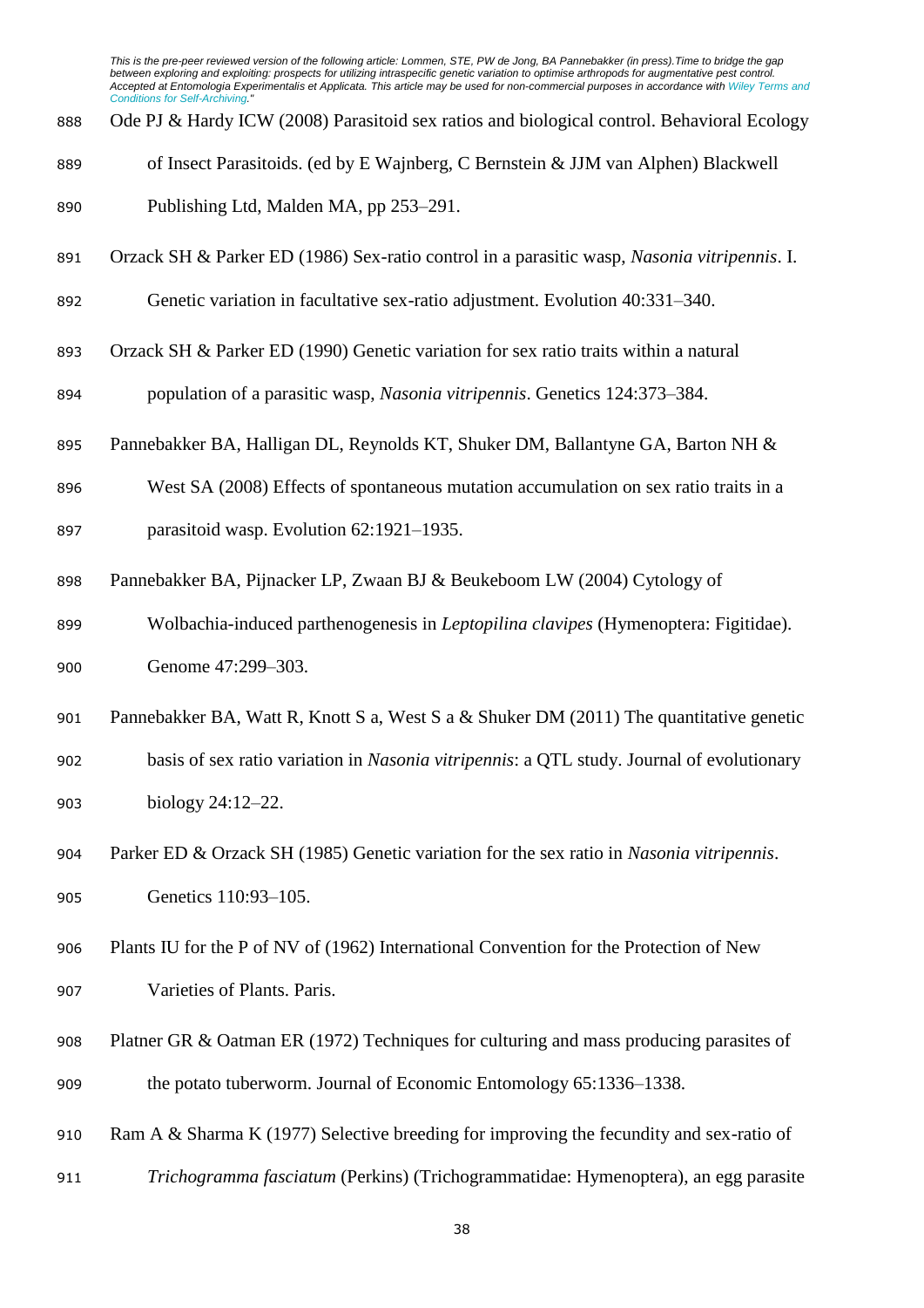Ode PJ & Hardy ICW (2008) Parasitoid sex ratios and biological control. Behavioral Ecology of Insect Parasitoids. (ed by E Wajnberg, C Bernstein & JJM van Alphen) Blackwell Publishing Ltd, Malden MA, pp 253–291.

Orzack SH & Parker ED (1986) Sex-ratio control in a parasitic wasp, *Nasonia vitripennis*. I. Genetic variation in facultative sex-ratio adjustment. Evolution 40:331–340.

Orzack SH & Parker ED (1990) Genetic variation for sex ratio traits within a natural population of a parasitic wasp, *Nasonia vitripennis*. Genetics 124:373–384.

Pannebakker BA, Halligan DL, Reynolds KT, Shuker DM, Ballantyne GA, Barton NH & West SA (2008) Effects of spontaneous mutation accumulation on sex ratio traits in a parasitoid wasp. Evolution 62:1921–1935.

Pannebakker BA, Pijnacker LP, Zwaan BJ & Beukeboom LW (2004) Cytology of Wolbachia-induced parthenogenesis in *Leptopilina clavipes* (Hymenoptera: Figitidae). Genome 47:299–303.

Pannebakker BA, Watt R, Knott S a, West S a & Shuker DM (2011) The quantitative genetic basis of sex ratio variation in *Nasonia vitripennis*: a QTL study. Journal of evolutionary biology 24:12–22.

Parker ED & Orzack SH (1985) Genetic variation for the sex ratio in *Nasonia vitripennis*. Genetics 110:93–105.

Plants IU for the P of NV of (1962) International Convention for the Protection of New Varieties of Plants. Paris.

Platner GR & Oatman ER (1972) Techniques for culturing and mass producing parasites of the potato tuberworm. Journal of Economic Entomology 65:1336–1338.

Ram A & Sharma K (1977) Selective breeding for improving the fecundity and sex-ratio of *Trichogramma fasciatum* (Perkins) (Trichogrammatidae: Hymenoptera), an egg parasite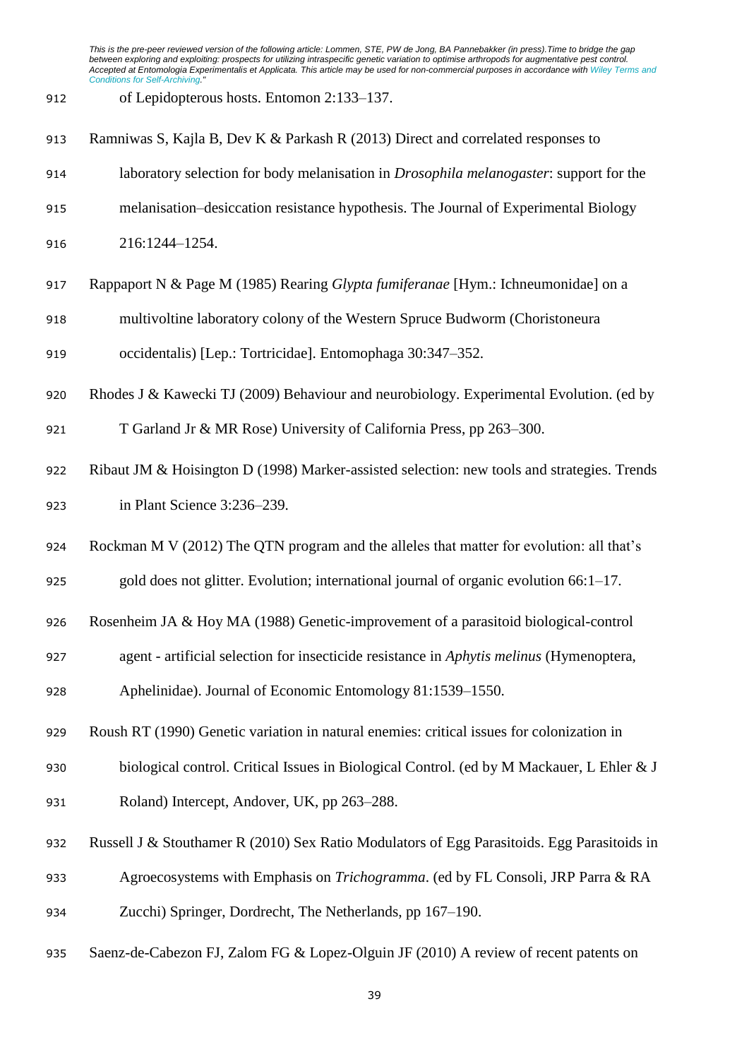of Lepidopterous hosts. Entomon 2:133–137.

Ramniwas S, Kajla B, Dev K & Parkash R (2013) Direct and correlated responses to laboratory selection for body melanisation in *Drosophila melanogaster*: support for the melanisation–desiccation resistance hypothesis. The Journal of Experimental Biology 216:1244–1254.

Rappaport N & Page M (1985) Rearing *Glypta fumiferanae* [Hym.: Ichneumonidae] on a multivoltine laboratory colony of the Western Spruce Budworm (Choristoneura occidentalis) [Lep.: Tortricidae]. Entomophaga 30:347–352.

Rhodes J & Kawecki TJ (2009) Behaviour and neurobiology. Experimental Evolution. (ed by T Garland Jr & MR Rose) University of California Press, pp 263–300.

Ribaut JM & Hoisington D (1998) Marker-assisted selection: new tools and strategies. Trends in Plant Science 3:236–239.

Rockman M V (2012) The QTN program and the alleles that matter for evolution: all that's gold does not glitter. Evolution; international journal of organic evolution 66:1–17.

Rosenheim JA & Hoy MA (1988) Genetic-improvement of a parasitoid biological-control agent - artificial selection for insecticide resistance in *Aphytis melinus* (Hymenoptera, Aphelinidae). Journal of Economic Entomology 81:1539–1550.

Roush RT (1990) Genetic variation in natural enemies: critical issues for colonization in biological control. Critical Issues in Biological Control. (ed by M Mackauer, L Ehler & J Roland) Intercept, Andover, UK, pp 263–288.

Russell J & Stouthamer R (2010) Sex Ratio Modulators of Egg Parasitoids. Egg Parasitoids in Agroecosystems with Emphasis on *Trichogramma*. (ed by FL Consoli, JRP Parra & RA Zucchi) Springer, Dordrecht, The Netherlands, pp 167–190.

Saenz-de-Cabezon FJ, Zalom FG & Lopez-Olguin JF (2010) A review of recent patents on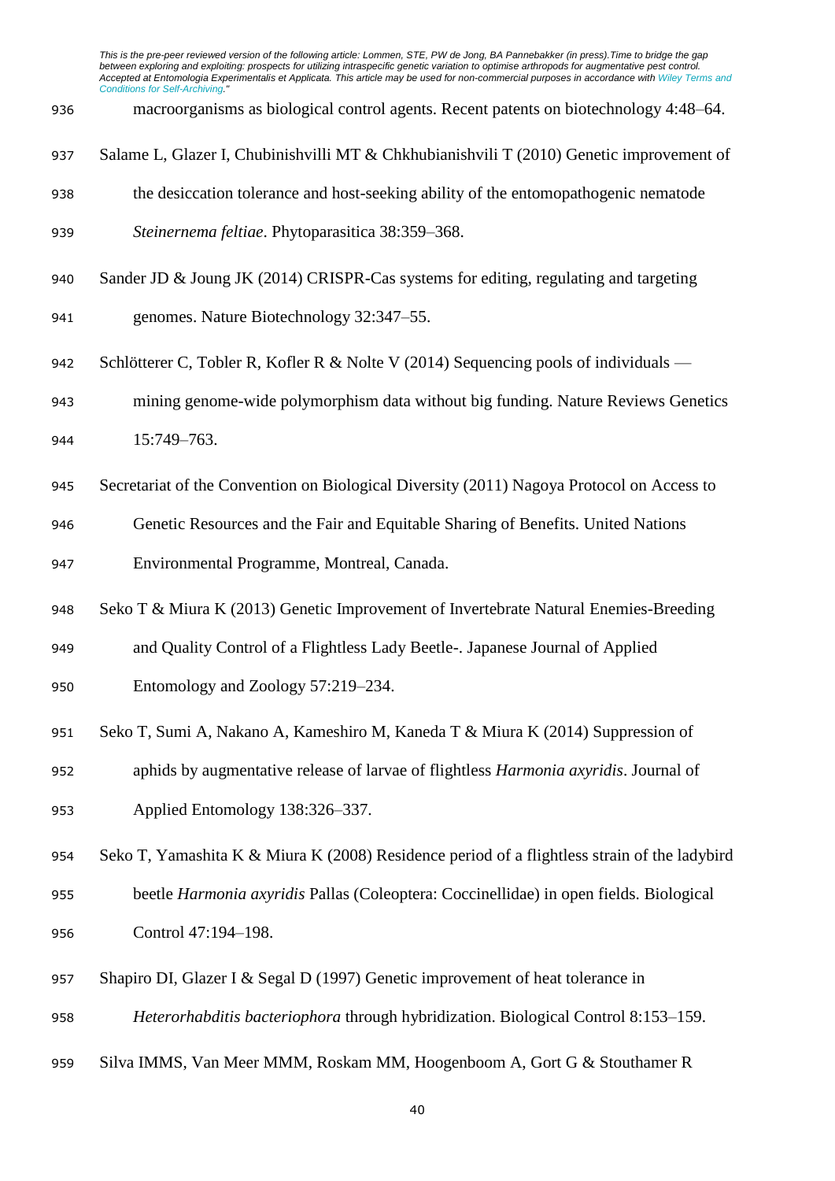macroorganisms as biological control agents. Recent patents on biotechnology 4:48–64.

Salame L, Glazer I, Chubinishvilli MT & Chkhubianishvili T (2010) Genetic improvement of the desiccation tolerance and host-seeking ability of the entomopathogenic nematode *Steinernema feltiae*. Phytoparasitica 38:359–368.

Sander JD & Joung JK (2014) CRISPR-Cas systems for editing, regulating and targeting genomes. Nature Biotechnology 32:347–55.

Schlötterer C, Tobler R, Kofler R & Nolte V (2014) Sequencing pools of individuals — mining genome-wide polymorphism data without big funding. Nature Reviews Genetics 15:749–763.

Secretariat of the Convention on Biological Diversity (2011) Nagoya Protocol on Access to Genetic Resources and the Fair and Equitable Sharing of Benefits. United Nations Environmental Programme, Montreal, Canada.

Seko T & Miura K (2013) Genetic Improvement of Invertebrate Natural Enemies-Breeding and Quality Control of a Flightless Lady Beetle-. Japanese Journal of Applied Entomology and Zoology 57:219–234.

Seko T, Sumi A, Nakano A, Kameshiro M, Kaneda T & Miura K (2014) Suppression of aphids by augmentative release of larvae of flightless *Harmonia axyridis*. Journal of Applied Entomology 138:326–337.

Seko T, Yamashita K & Miura K (2008) Residence period of a flightless strain of the ladybird beetle *Harmonia axyridis* Pallas (Coleoptera: Coccinellidae) in open fields. Biological Control 47:194–198.

Shapiro DI, Glazer I & Segal D (1997) Genetic improvement of heat tolerance in *Heterorhabditis bacteriophora* through hybridization. Biological Control 8:153–159.

Silva IMMS, Van Meer MMM, Roskam MM, Hoogenboom A, Gort G & Stouthamer R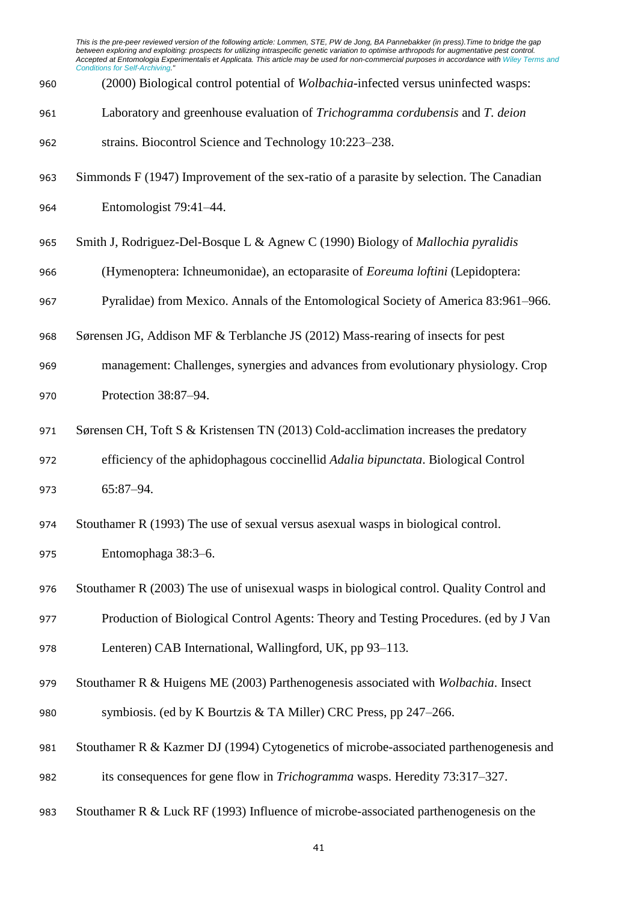(2000) Biological control potential of *Wolbachia*-infected versus uninfected wasps: Laboratory and greenhouse evaluation of *Trichogramma cordubensis* and *T. deion* strains. Biocontrol Science and Technology 10:223–238.

Simmonds F (1947) Improvement of the sex-ratio of a parasite by selection. The Canadian Entomologist 79:41–44.

Smith J, Rodriguez-Del-Bosque L & Agnew C (1990) Biology of *Mallochia pyralidis* (Hymenoptera: Ichneumonidae), an ectoparasite of *Eoreuma loftini* (Lepidoptera: Pyralidae) from Mexico. Annals of the Entomological Society of America 83:961–966.

Sørensen JG, Addison MF & Terblanche JS (2012) Mass-rearing of insects for pest management: Challenges, synergies and advances from evolutionary physiology. Crop Protection 38:87–94.

Sørensen CH, Toft S & Kristensen TN (2013) Cold-acclimation increases the predatory efficiency of the aphidophagous coccinellid *Adalia bipunctata*. Biological Control 65:87–94.

Stouthamer R (1993) The use of sexual versus asexual wasps in biological control. Entomophaga 38:3–6.

Stouthamer R (2003) The use of unisexual wasps in biological control. Quality Control and Production of Biological Control Agents: Theory and Testing Procedures. (ed by J Van Lenteren) CAB International, Wallingford, UK, pp 93–113.

Stouthamer R & Huigens ME (2003) Parthenogenesis associated with *Wolbachia*. Insect symbiosis. (ed by K Bourtzis & TA Miller) CRC Press, pp 247–266.

Stouthamer R & Kazmer DJ (1994) Cytogenetics of microbe-associated parthenogenesis and its consequences for gene flow in *Trichogramma* wasps. Heredity 73:317–327.

Stouthamer R & Luck RF (1993) Influence of microbe-associated parthenogenesis on the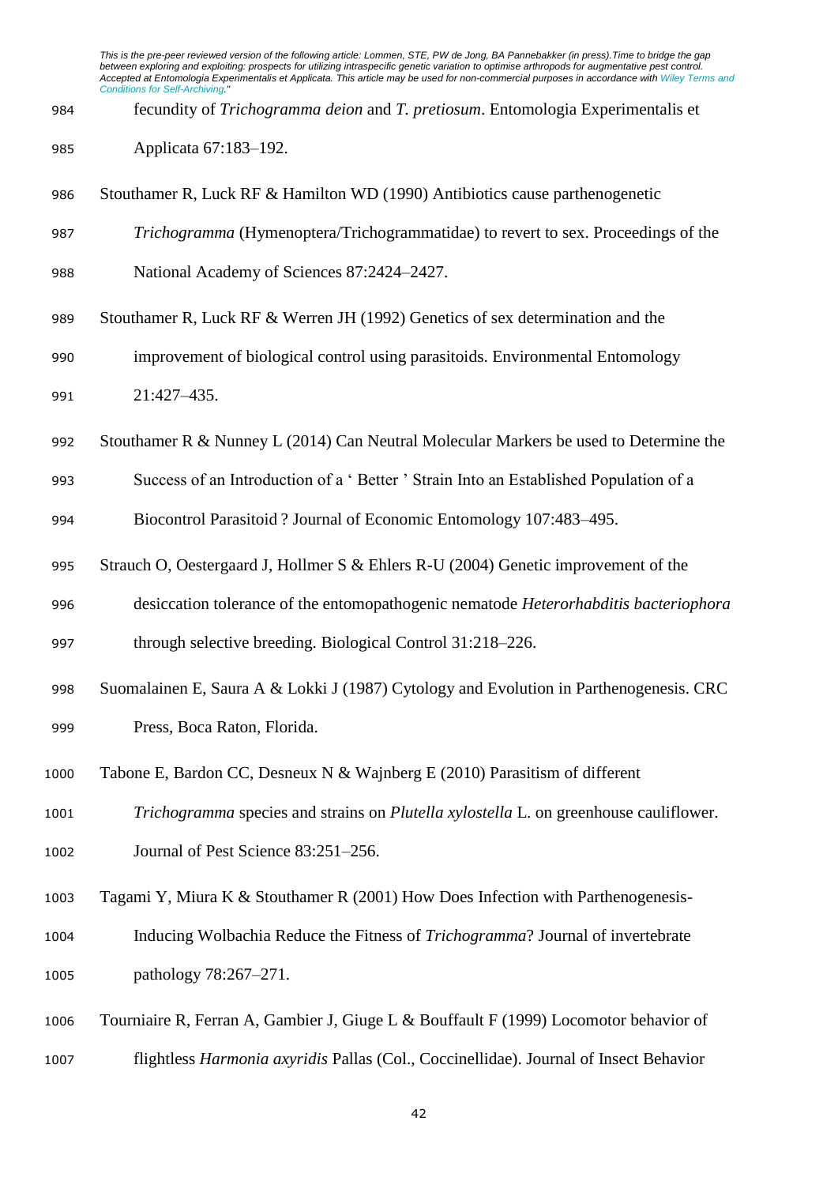fecundity of *Trichogramma deion* and *T. pretiosum*. Entomologia Experimentalis et Applicata 67:183–192.

Stouthamer R, Luck RF & Hamilton WD (1990) Antibiotics cause parthenogenetic *Trichogramma* (Hymenoptera/Trichogrammatidae) to revert to sex. Proceedings of the National Academy of Sciences 87:2424–2427.

Stouthamer R, Luck RF & Werren JH (1992) Genetics of sex determination and the improvement of biological control using parasitoids. Environmental Entomology 21:427–435.

Stouthamer R & Nunney L (2014) Can Neutral Molecular Markers be used to Determine the Success of an Introduction of a ' Better ' Strain Into an Established Population of a Biocontrol Parasitoid ? Journal of Economic Entomology 107:483–495.

Strauch O, Oestergaard J, Hollmer S & Ehlers R-U (2004) Genetic improvement of the desiccation tolerance of the entomopathogenic nematode *Heterorhabditis bacteriophora* through selective breeding. Biological Control 31:218–226.

Suomalainen E, Saura A & Lokki J (1987) Cytology and Evolution in Parthenogenesis. CRC Press, Boca Raton, Florida.

Tabone E, Bardon CC, Desneux N & Wajnberg E (2010) Parasitism of different *Trichogramma* species and strains on *Plutella xylostella* L. on greenhouse cauliflower. Journal of Pest Science 83:251–256.

Tagami Y, Miura K & Stouthamer R (2001) How Does Infection with Parthenogenesis-Inducing Wolbachia Reduce the Fitness of *Trichogramma*? Journal of invertebrate pathology 78:267–271.

Tourniaire R, Ferran A, Gambier J, Giuge L & Bouffault F (1999) Locomotor behavior of flightless *Harmonia axyridis* Pallas (Col., Coccinellidae). Journal of Insect Behavior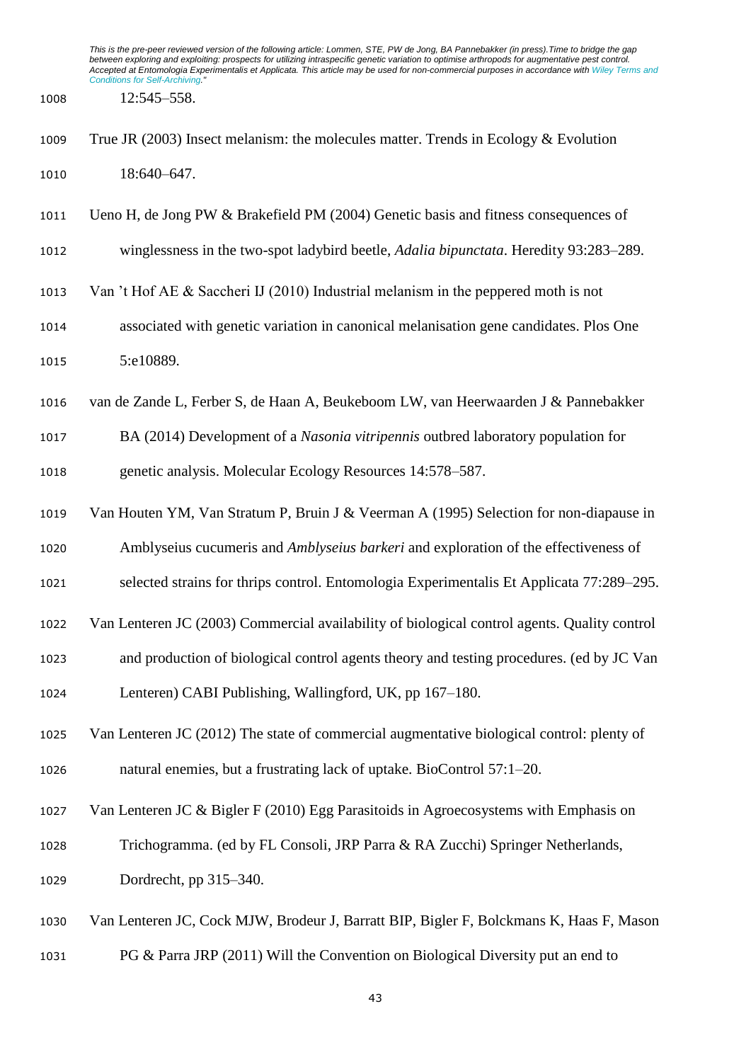12:545–558.

True JR (2003) Insect melanism: the molecules matter. Trends in Ecology & Evolution 18:640–647.

Ueno H, de Jong PW & Brakefield PM (2004) Genetic basis and fitness consequences of winglessness in the two-spot ladybird beetle, *Adalia bipunctata*. Heredity 93:283–289.

Van 't Hof AE & Saccheri IJ (2010) Industrial melanism in the peppered moth is not associated with genetic variation in canonical melanisation gene candidates. Plos One 5:e10889.

van de Zande L, Ferber S, de Haan A, Beukeboom LW, van Heerwaarden J & Pannebakker BA (2014) Development of a *Nasonia vitripennis* outbred laboratory population for genetic analysis. Molecular Ecology Resources 14:578–587.

Van Houten YM, Van Stratum P, Bruin J & Veerman A (1995) Selection for non-diapause in Amblyseius cucumeris and *Amblyseius barkeri* and exploration of the effectiveness of selected strains for thrips control. Entomologia Experimentalis Et Applicata 77:289–295.

Van Lenteren JC (2003) Commercial availability of biological control agents. Quality control and production of biological control agents theory and testing procedures. (ed by JC Van Lenteren) CABI Publishing, Wallingford, UK, pp 167–180.

Van Lenteren JC (2012) The state of commercial augmentative biological control: plenty of natural enemies, but a frustrating lack of uptake. BioControl 57:1–20.

Van Lenteren JC & Bigler F (2010) Egg Parasitoids in Agroecosystems with Emphasis on Trichogramma. (ed by FL Consoli, JRP Parra & RA Zucchi) Springer Netherlands, Dordrecht, pp 315–340.

Van Lenteren JC, Cock MJW, Brodeur J, Barratt BIP, Bigler F, Bolckmans K, Haas F, Mason PG & Parra JRP (2011) Will the Convention on Biological Diversity put an end to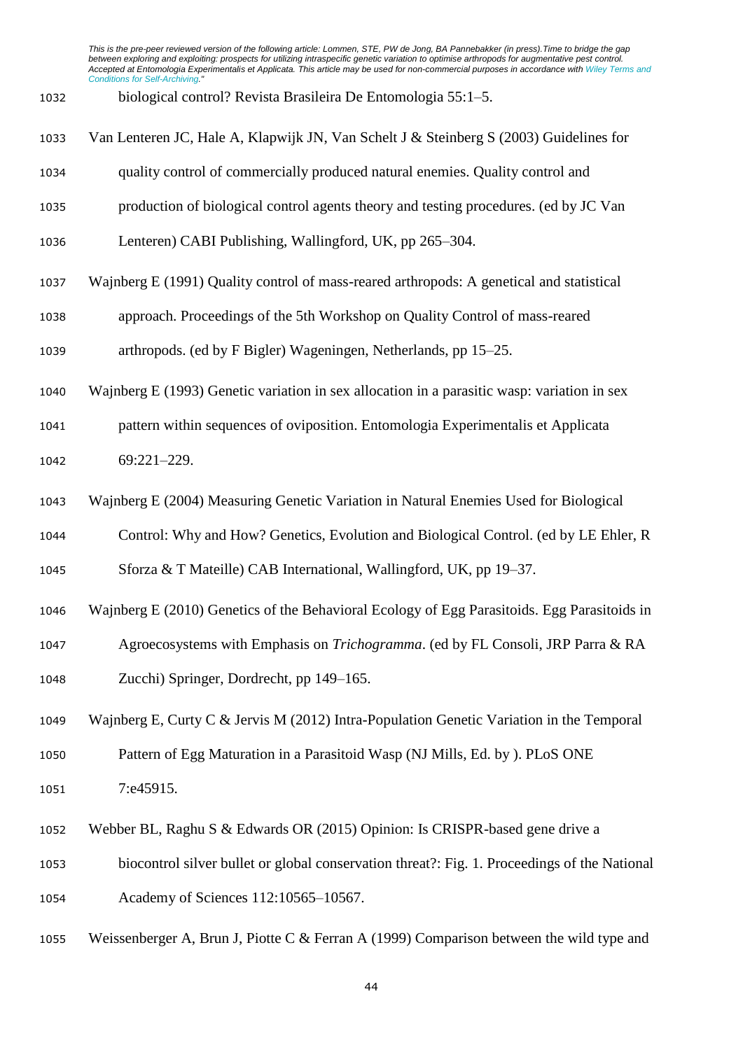biological control? Revista Brasileira De Entomologia 55:1–5.

Van Lenteren JC, Hale A, Klapwijk JN, Van Schelt J & Steinberg S (2003) Guidelines for quality control of commercially produced natural enemies. Quality control and production of biological control agents theory and testing procedures. (ed by JC Van Lenteren) CABI Publishing, Wallingford, UK, pp 265–304.

Wajnberg E (1991) Quality control of mass-reared arthropods: A genetical and statistical approach. Proceedings of the 5th Workshop on Quality Control of mass-reared arthropods. (ed by F Bigler) Wageningen, Netherlands, pp 15–25.

Wajnberg E (1993) Genetic variation in sex allocation in a parasitic wasp: variation in sex pattern within sequences of oviposition. Entomologia Experimentalis et Applicata 69:221–229.

Wajnberg E (2004) Measuring Genetic Variation in Natural Enemies Used for Biological Control: Why and How? Genetics, Evolution and Biological Control. (ed by LE Ehler, R Sforza & T Mateille) CAB International, Wallingford, UK, pp 19–37.

Wajnberg E (2010) Genetics of the Behavioral Ecology of Egg Parasitoids. Egg Parasitoids in Agroecosystems with Emphasis on *Trichogramma*. (ed by FL Consoli, JRP Parra & RA Zucchi) Springer, Dordrecht, pp 149–165.

Wajnberg E, Curty C & Jervis M (2012) Intra-Population Genetic Variation in the Temporal Pattern of Egg Maturation in a Parasitoid Wasp (NJ Mills, Ed. by ). PLoS ONE 7:e45915.

Webber BL, Raghu S & Edwards OR (2015) Opinion: Is CRISPR-based gene drive a biocontrol silver bullet or global conservation threat?: Fig. 1. Proceedings of the National Academy of Sciences 112:10565–10567.

Weissenberger A, Brun J, Piotte C & Ferran A (1999) Comparison between the wild type and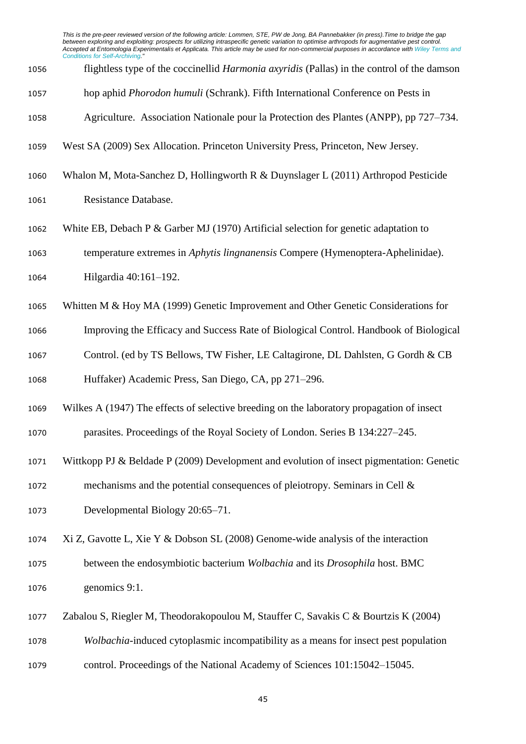flightless type of the coccinellid *Harmonia axyridis* (Pallas) in the control of the damson hop aphid *Phorodon humuli* (Schrank). Fifth International Conference on Pests in Agriculture. Association Nationale pour la Protection des Plantes (ANPP), pp 727–734.

West SA (2009) Sex Allocation. Princeton University Press, Princeton, New Jersey.

Whalon M, Mota-Sanchez D, Hollingworth R & Duynslager L (2011) Arthropod Pesticide Resistance Database.

White EB, Debach P & Garber MJ (1970) Artificial selection for genetic adaptation to temperature extremes in *Aphytis lingnanensis* Compere (Hymenoptera-Aphelinidae). Hilgardia 40:161–192.

Whitten M & Hoy MA (1999) Genetic Improvement and Other Genetic Considerations for Improving the Efficacy and Success Rate of Biological Control. Handbook of Biological Control. (ed by TS Bellows, TW Fisher, LE Caltagirone, DL Dahlsten, G Gordh & CB Huffaker) Academic Press, San Diego, CA, pp 271–296.

Wilkes A (1947) The effects of selective breeding on the laboratory propagation of insect parasites. Proceedings of the Royal Society of London. Series B 134:227–245.

Wittkopp PJ & Beldade P (2009) Development and evolution of insect pigmentation: Genetic mechanisms and the potential consequences of pleiotropy. Seminars in Cell & Developmental Biology 20:65–71.

Xi Z, Gavotte L, Xie Y & Dobson SL (2008) Genome-wide analysis of the interaction between the endosymbiotic bacterium *Wolbachia* and its *Drosophila* host. BMC genomics 9:1.

Zabalou S, Riegler M, Theodorakopoulou M, Stauffer C, Savakis C & Bourtzis K (2004) *Wolbachia*-induced cytoplasmic incompatibility as a means for insect pest population control. Proceedings of the National Academy of Sciences 101:15042–15045.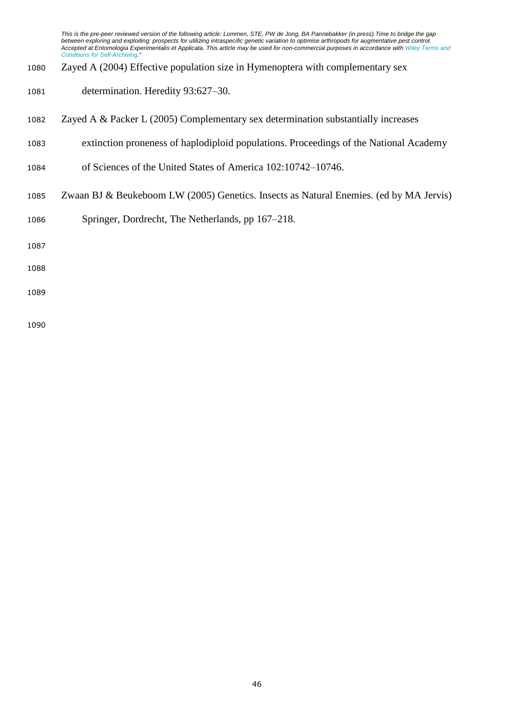Zayed A (2004) Effective population size in Hymenoptera with complementary sex determination. Heredity 93:627–30.

Zayed A & Packer L (2005) Complementary sex determination substantially increases extinction proneness of haplodiploid populations. Proceedings of the National Academy of Sciences of the United States of America 102:10742–10746.

Zwaan BJ & Beukeboom LW (2005) Genetics. Insects as Natural Enemies. (ed by MA Jervis) Springer, Dordrecht, The Netherlands, pp 167–218.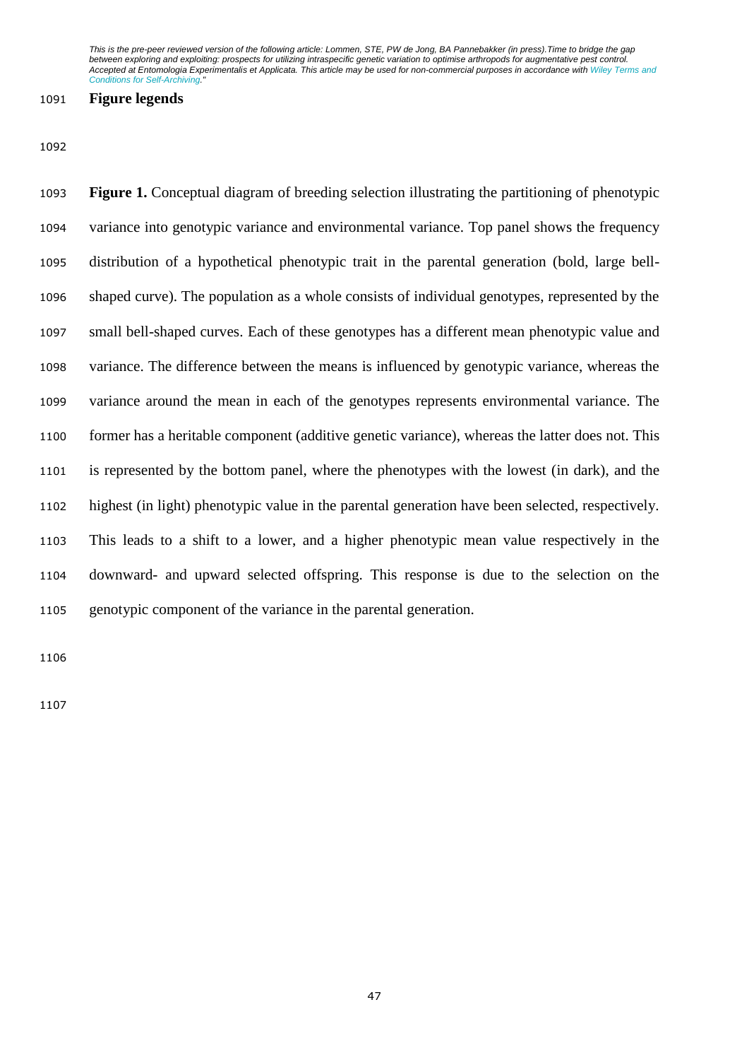## Figure legends

**Figure 1.** Conceptual diagram of breeding selection illustrating the partitioning of phenotypic variance into genotypic variance and environmental variance. Top panel shows the frequency distribution of a hypothetical phenotypic trait in the parental generation (bold, large bell-shaped curve). The population as a whole consists of individual genotypes, represented by the small bell-shaped curves. Each of these genotypes has a different mean phenotypic value and variance. The difference between the means is influenced by genotypic variance, whereas the variance around the mean in each of the genotypes represents environmental variance. The former has a heritable component (additive genetic variance), whereas the latter does not. This is represented by the bottom panel, where the phenotypes with the lowest (in dark), and the highest (in light) phenotypic value in the parental generation have been selected, respectively. This leads to a shift to a lower, and a higher phenotypic mean value respectively in the downward- and upward selected offspring. This response is due to the selection on the genotypic component of the variance in the parental generation.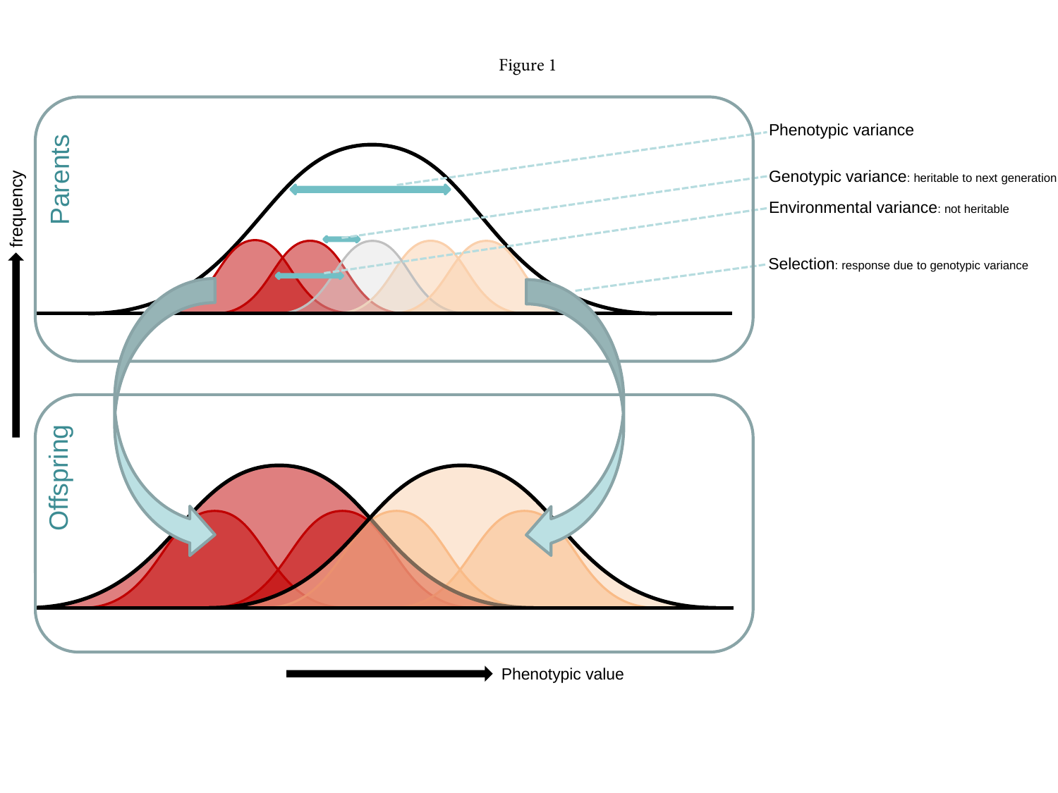Figure 1

Parents

Offspring

frequency

Phenotypic variance

Genotypic variance: heritable to next generation

Environmental variance: not heritable

Selection: response due to genotypic variance

Phenotypic value